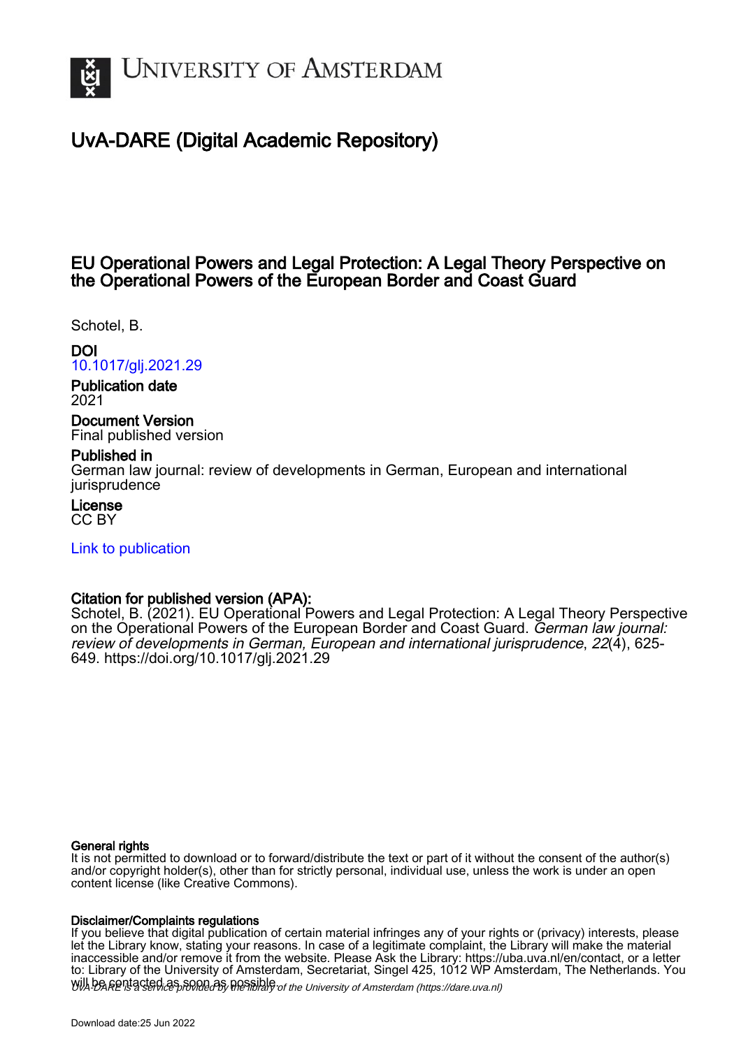# UvA-DARE (Digital Academic Repository)

## EU Operational Powers and Legal Protection: A Legal Theory Perspective on the Operational Powers of the European Border and Coast Guard

Schotel, B.

**DOI**
10.1017/glj.2021.29

**Publication date**
2021

**Document Version**
Final published version

**Published in**
German law journal: review of developments in German, European and international jurisprudence

**License**
CC BY

Link to publication

**Citation for published version (APA):**
Schotel, B. (2021). EU Operational Powers and Legal Protection: A Legal Theory Perspective on the Operational Powers of the European Border and Coast Guard. *German law journal: review of developments in German, European and international jurisprudence*, *22*(4), 625-649. https://doi.org/10.1017/glj.2021.29

**General rights**
It is not permitted to download or to forward/distribute the text or part of it without the consent of the author(s) and/or copyright holder(s), other than for strictly personal, individual use, unless the work is under an open content license (like Creative Commons).

**Disclaimer/Complaints regulations**
If you believe that digital publication of certain material infringes any of your rights or (privacy) interests, please let the Library know, stating your reasons. In case of a legitimate complaint, the Library will make the material inaccessible and/or remove it from the website. Please Ask the Library: https://uba.uva.nl/en/contact, or a letter to: Library of the University of Amsterdam, Secretariat, Singel 425, 1012 WP Amsterdam, The Netherlands. You will be contacted as soon as possible.

*UvA-DARE is a service provided by the library of the University of Amsterdam (https://dare.uva.nl)*

Download date:25 Jun 2022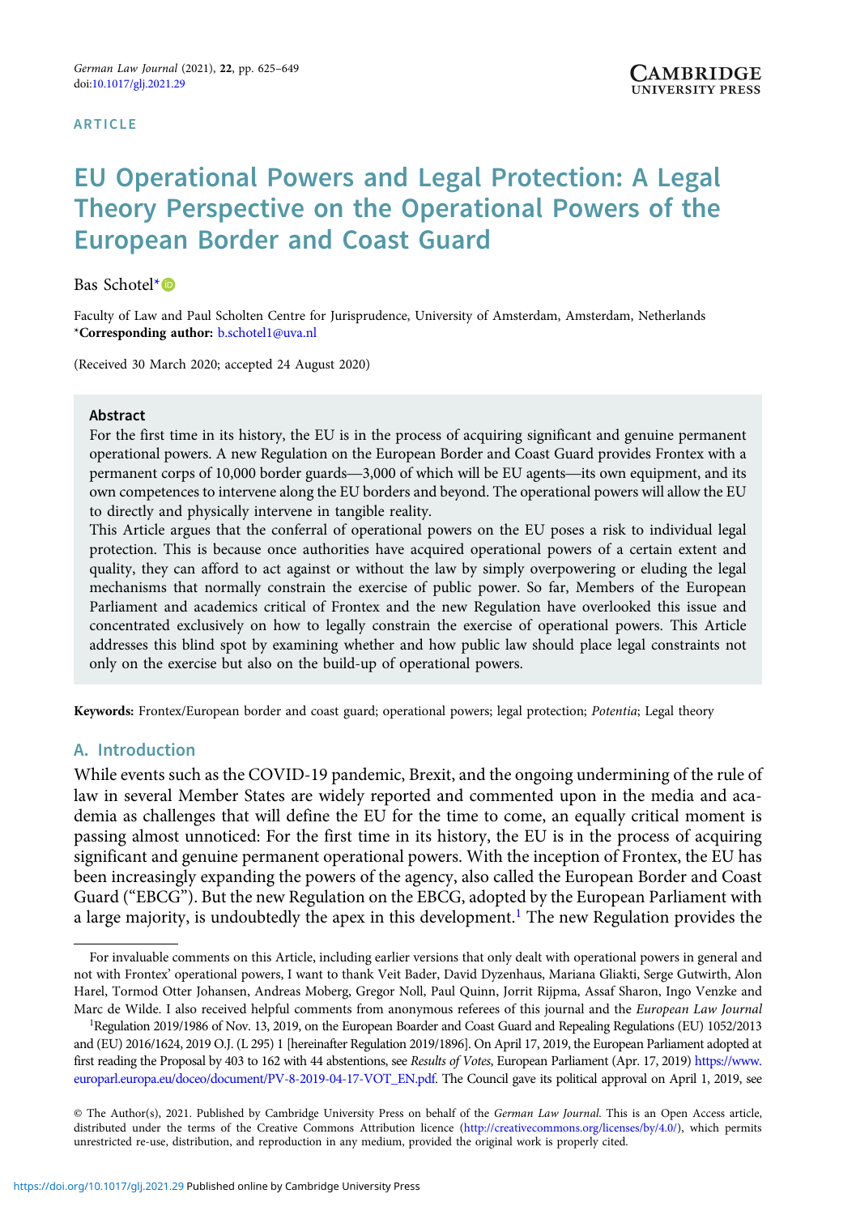ARTICLE

# EU Operational Powers and Legal Protection: A Legal Theory Perspective on the Operational Powers of the European Border and Coast Guard

Bas Schotel*

Faculty of Law and Paul Scholten Centre for Jurisprudence, University of Amsterdam, Amsterdam, Netherlands
*Corresponding author: b.schotel1@uva.nl

(Received 30 March 2020; accepted 24 August 2020)

## Abstract

For the first time in its history, the EU is in the process of acquiring significant and genuine permanent operational powers. A new Regulation on the European Border and Coast Guard provides Frontex with a permanent corps of 10,000 border guards—3,000 of which will be EU agents—its own equipment, and its own competences to intervene along the EU borders and beyond. The operational powers will allow the EU to directly and physically intervene in tangible reality.

This Article argues that the conferral of operational powers on the EU poses a risk to individual legal protection. This is because once authorities have acquired operational powers of a certain extent and quality, they can afford to act against or without the law by simply overpowering or eluding the legal mechanisms that normally constrain the exercise of public power. So far, Members of the European Parliament and academics critical of Frontex and the new Regulation have overlooked this issue and concentrated exclusively on how to legally constrain the exercise of operational powers. This Article addresses this blind spot by examining whether and how public law should place legal constraints not only on the exercise but also on the build-up of operational powers.

**Keywords:** Frontex/European border and coast guard; operational powers; legal protection; *Potentia*; Legal theory

## A. Introduction

While events such as the COVID-19 pandemic, Brexit, and the ongoing undermining of the rule of law in several Member States are widely reported and commented upon in the media and academia as challenges that will define the EU for the time to come, an equally critical moment is passing almost unnoticed: For the first time in its history, the EU is in the process of acquiring significant and genuine permanent operational powers. With the inception of Frontex, the EU has been increasingly expanding the powers of the agency, also called the European Border and Coast Guard ("EBCG"). But the new Regulation on the EBCG, adopted by the European Parliament with a large majority, is undoubtedly the apex in this development.[1] The new Regulation provides the

For invaluable comments on this Article, including earlier versions that only dealt with operational powers in general and not with Frontex' operational powers, I want to thank Veit Bader, David Dyzenhaus, Mariana Gliakti, Serge Gutwirth, Alon Harel, Tormod Otter Johansen, Andreas Moberg, Gregor Noll, Paul Quinn, Jorrit Rijpma, Assaf Sharon, Ingo Venzke and Marc de Wilde. I also received helpful comments from anonymous referees of this journal and the *European Law Journal*

[1]Regulation 2019/1986 of Nov. 13, 2019, on the European Boarder and Coast Guard and Repealing Regulations (EU) 1052/2013 and (EU) 2016/1624, 2019 O.J. (L 295) 1 [hereinafter Regulation 2019/1896]. On April 17, 2019, the European Parliament adopted at first reading the Proposal by 403 to 162 with 44 abstentions, see *Results of Votes*, European Parliament (Apr. 17, 2019) https://www.europarl.europa.eu/doceo/document/PV-8-2019-04-17-VOT_EN.pdf. The Council gave its political approval on April 1, 2019, see

© The Author(s), 2021. Published by Cambridge University Press on behalf of the *German Law Journal*. This is an Open Access article, distributed under the terms of the Creative Commons Attribution licence (http://creativecommons.org/licenses/by/4.0/), which permits unrestricted re-use, distribution, and reproduction in any medium, provided the original work is properly cited.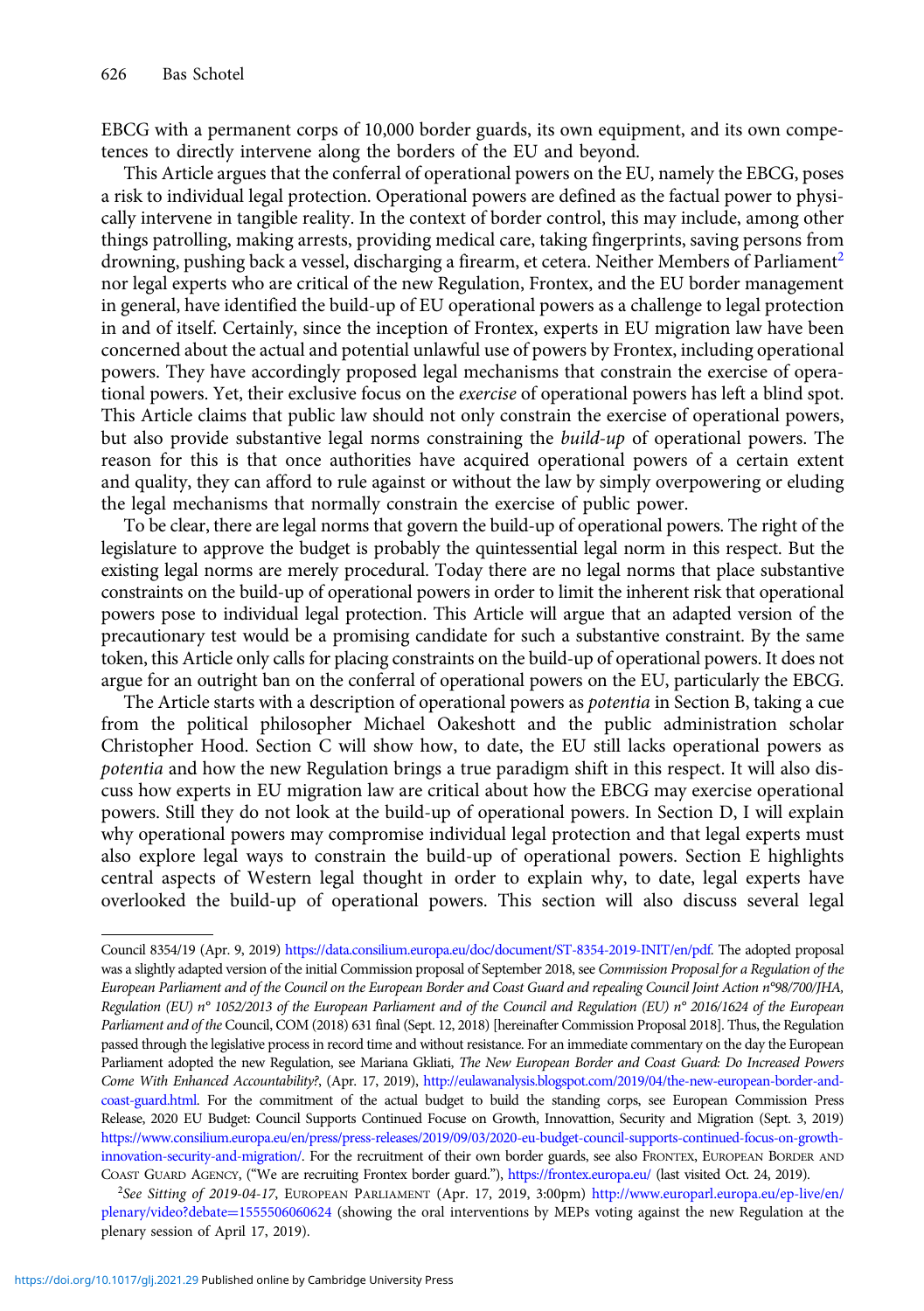EBCG with a permanent corps of 10,000 border guards, its own equipment, and its own competences to directly intervene along the borders of the EU and beyond.

This Article argues that the conferral of operational powers on the EU, namely the EBCG, poses a risk to individual legal protection. Operational powers are defined as the factual power to physically intervene in tangible reality. In the context of border control, this may include, among other things patrolling, making arrests, providing medical care, taking fingerprints, saving persons from drowning, pushing back a vessel, discharging a firearm, et cetera. Neither Members of Parliament[2] nor legal experts who are critical of the new Regulation, Frontex, and the EU border management in general, have identified the build-up of EU operational powers as a challenge to legal protection in and of itself. Certainly, since the inception of Frontex, experts in EU migration law have been concerned about the actual and potential unlawful use of powers by Frontex, including operational powers. They have accordingly proposed legal mechanisms that constrain the exercise of operational powers. Yet, their exclusive focus on the *exercise* of operational powers has left a blind spot. This Article claims that public law should not only constrain the exercise of operational powers, but also provide substantive legal norms constraining the *build-up* of operational powers. The reason for this is that once authorities have acquired operational powers of a certain extent and quality, they can afford to rule against or without the law by simply overpowering or eluding the legal mechanisms that normally constrain the exercise of public power.

To be clear, there are legal norms that govern the build-up of operational powers. The right of the legislature to approve the budget is probably the quintessential legal norm in this respect. But the existing legal norms are merely procedural. Today there are no legal norms that place substantive constraints on the build-up of operational powers in order to limit the inherent risk that operational powers pose to individual legal protection. This Article will argue that an adapted version of the precautionary test would be a promising candidate for such a substantive constraint. By the same token, this Article only calls for placing constraints on the build-up of operational powers. It does not argue for an outright ban on the conferral of operational powers on the EU, particularly the EBCG.

The Article starts with a description of operational powers as *potentia* in Section B, taking a cue from the political philosopher Michael Oakeshott and the public administration scholar Christopher Hood. Section C will show how, to date, the EU still lacks operational powers as *potentia* and how the new Regulation brings a true paradigm shift in this respect. It will also discuss how experts in EU migration law are critical about how the EBCG may exercise operational powers. Still they do not look at the build-up of operational powers. In Section D, I will explain why operational powers may compromise individual legal protection and that legal experts must also explore legal ways to constrain the build-up of operational powers. Section E highlights central aspects of Western legal thought in order to explain why, to date, legal experts have overlooked the build-up of operational powers. This section will also discuss several legal

---

Council 8354/19 (Apr. 9, 2019) https://data.consilium.europa.eu/doc/document/ST-8354-2019-INIT/en/pdf. The adopted proposal was a slightly adapted version of the initial Commission proposal of September 2018, see *Commission Proposal for a Regulation of the European Parliament and of the Council on the European Border and Coast Guard and repealing Council Joint Action n°98/700/JHA, Regulation (EU) n° 1052/2013 of the European Parliament and of the Council and Regulation (EU) n° 2016/1624 of the European Parliament and of the* Council, COM (2018) 631 final (Sept. 12, 2018) [hereinafter Commission Proposal 2018]. Thus, the Regulation passed through the legislative process in record time and without resistance. For an immediate commentary on the day the European Parliament adopted the new Regulation, see Mariana Gkliati, *The New European Border and Coast Guard: Do Increased Powers Come With Enhanced Accountability?*, (Apr. 17, 2019), http://eulawanalysis.blogspot.com/2019/04/the-new-european-border-and-coast-guard.html. For the commitment of the actual budget to build the standing corps, see European Commission Press Release, 2020 EU Budget: Council Supports Continued Focuse on Growth, Innovattion, Security and Migration (Sept. 3, 2019) https://www.consilium.europa.eu/en/press/press-releases/2019/09/03/2020-eu-budget-council-supports-continued-focus-on-growth-innovation-security-and-migration/. For the recruitment of their own border guards, see also Frontex, European Border and Coast Guard Agency, ("We are recruiting Frontex border guard."), https://frontex.europa.eu/ (last visited Oct. 24, 2019).

[2] *See Sitting of 2019-04-17*, European Parliament (Apr. 17, 2019, 3:00pm) http://www.europarl.europa.eu/ep-live/en/plenary/video?debate=1555506060624 (showing the oral interventions by MEPs voting against the new Regulation at the plenary session of April 17, 2019).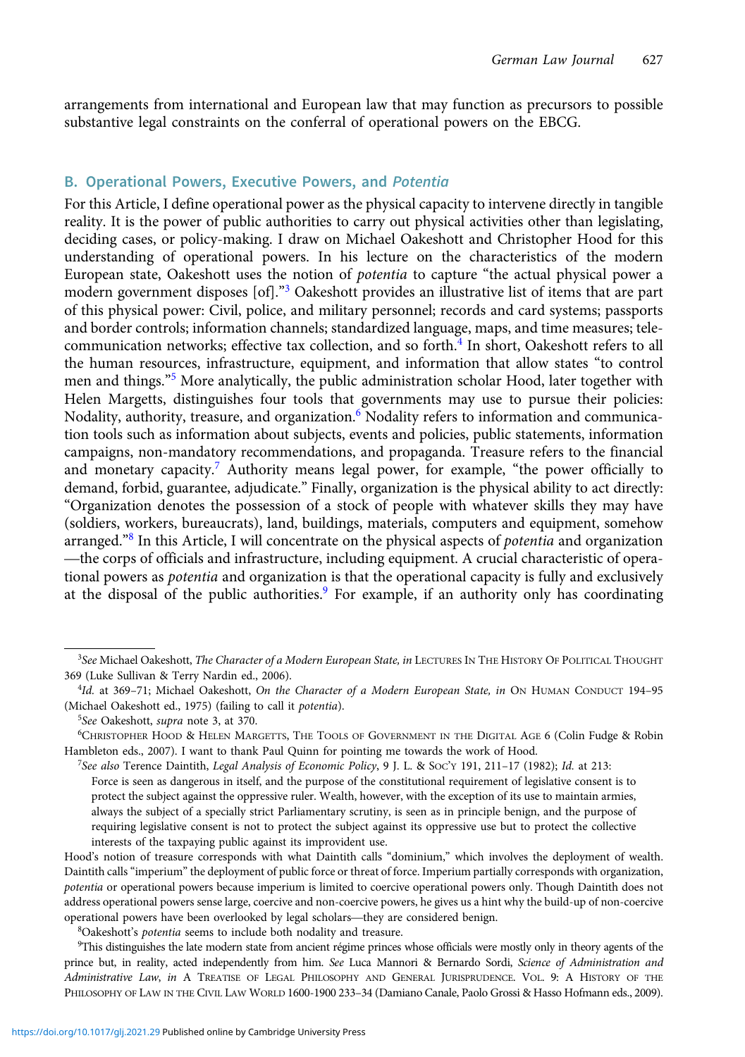arrangements from international and European law that may function as precursors to possible substantive legal constraints on the conferral of operational powers on the EBCG.

## B. Operational Powers, Executive Powers, and *Potentia*

For this Article, I define operational power as the physical capacity to intervene directly in tangible reality. It is the power of public authorities to carry out physical activities other than legislating, deciding cases, or policy-making. I draw on Michael Oakeshott and Christopher Hood for this understanding of operational powers. In his lecture on the characteristics of the modern European state, Oakeshott uses the notion of *potentia* to capture "the actual physical power a modern government disposes [of]."[3] Oakeshott provides an illustrative list of items that are part of this physical power: Civil, police, and military personnel; records and card systems; passports and border controls; information channels; standardized language, maps, and time measures; telecommunication networks; effective tax collection, and so forth.[4] In short, Oakeshott refers to all the human resources, infrastructure, equipment, and information that allow states "to control men and things."[5] More analytically, the public administration scholar Hood, later together with Helen Margetts, distinguishes four tools that governments may use to pursue their policies: Nodality, authority, treasure, and organization.[6] Nodality refers to information and communication tools such as information about subjects, events and policies, public statements, information campaigns, non-mandatory recommendations, and propaganda. Treasure refers to the financial and monetary capacity.[7] Authority means legal power, for example, "the power officially to demand, forbid, guarantee, adjudicate." Finally, organization is the physical ability to act directly: "Organization denotes the possession of a stock of people with whatever skills they may have (soldiers, workers, bureaucrats), land, buildings, materials, computers and equipment, somehow arranged."[8] In this Article, I will concentrate on the physical aspects of *potentia* and organization—the corps of officials and infrastructure, including equipment. A crucial characteristic of operational powers as *potentia* and organization is that the operational capacity is fully and exclusively at the disposal of the public authorities.[9] For example, if an authority only has coordinating

---

[3]*See* Michael Oakeshott, *The Character of a Modern European State, in* LECTURES IN THE HISTORY OF POLITICAL THOUGHT 369 (Luke Sullivan & Terry Nardin ed., 2006).

[4]*Id.* at 369–71; Michael Oakeshott, *On the Character of a Modern European State, in* ON HUMAN CONDUCT 194–95 (Michael Oakeshott ed., 1975) (failing to call it *potentia*).

[5]*See* Oakeshott, *supra* note 3, at 370.

[6]CHRISTOPHER HOOD & HELEN MARGETTS, THE TOOLS OF GOVERNMENT IN THE DIGITAL AGE 6 (Colin Fudge & Robin Hambleton eds., 2007). I want to thank Paul Quinn for pointing me towards the work of Hood.

[7]*See also* Terence Daintith, *Legal Analysis of Economic Policy*, 9 J. L. & SOC'Y 191, 211–17 (1982); *Id.* at 213:

> Force is seen as dangerous in itself, and the purpose of the constitutional requirement of legislative consent is to protect the subject against the oppressive ruler. Wealth, however, with the exception of its use to maintain armies, always the subject of a specially strict Parliamentary scrutiny, is seen as in principle benign, and the purpose of requiring legislative consent is not to protect the subject against its oppressive use but to protect the collective interests of the taxpaying public against its improvident use.

Hood's notion of treasure corresponds with what Daintith calls "dominium," which involves the deployment of wealth. Daintith calls "imperium" the deployment of public force or threat of force. Imperium partially corresponds with organization, *potentia* or operational powers because imperium is limited to coercive operational powers only. Though Daintith does not address operational powers sense large, coercive and non-coercive powers, he gives us a hint why the build-up of non-coercive operational powers have been overlooked by legal scholars—they are considered benign.

[8]Oakeshott's *potentia* seems to include both nodality and treasure.

[9]This distinguishes the late modern state from ancient régime princes whose officials were mostly only in theory agents of the prince but, in reality, acted independently from him. *See* Luca Mannori & Bernardo Sordi, *Science of Administration and Administrative Law*, *in* A TREATISE OF LEGAL PHILOSOPHY AND GENERAL JURISPRUDENCE. VOL. 9: A HISTORY OF THE PHILOSOPHY OF LAW IN THE CIVIL LAW WORLD 1600-1900 233–34 (Damiano Canale, Paolo Grossi & Hasso Hofmann eds., 2009).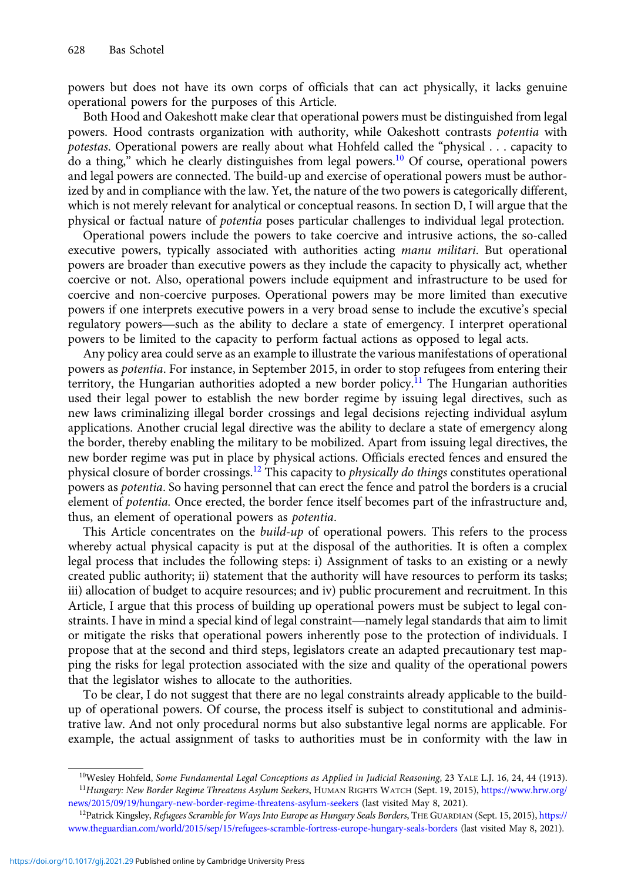powers but does not have its own corps of officials that can act physically, it lacks genuine operational powers for the purposes of this Article.

Both Hood and Oakeshott make clear that operational powers must be distinguished from legal powers. Hood contrasts organization with authority, while Oakeshott contrasts *potentia* with *potestas*. Operational powers are really about what Hohfeld called the "physical . . . capacity to do a thing," which he clearly distinguishes from legal powers.[10] Of course, operational powers and legal powers are connected. The build-up and exercise of operational powers must be authorized by and in compliance with the law. Yet, the nature of the two powers is categorically different, which is not merely relevant for analytical or conceptual reasons. In section D, I will argue that the physical or factual nature of *potentia* poses particular challenges to individual legal protection.

Operational powers include the powers to take coercive and intrusive actions, the so-called executive powers, typically associated with authorities acting *manu militari*. But operational powers are broader than executive powers as they include the capacity to physically act, whether coercive or not. Also, operational powers include equipment and infrastructure to be used for coercive and non-coercive purposes. Operational powers may be more limited than executive powers if one interprets executive powers in a very broad sense to include the executive's special regulatory powers—such as the ability to declare a state of emergency. I interpret operational powers to be limited to the capacity to perform factual actions as opposed to legal acts.

Any policy area could serve as an example to illustrate the various manifestations of operational powers as *potentia*. For instance, in September 2015, in order to stop refugees from entering their territory, the Hungarian authorities adopted a new border policy.[11] The Hungarian authorities used their legal power to establish the new border regime by issuing legal directives, such as new laws criminalizing illegal border crossings and legal decisions rejecting individual asylum applications. Another crucial legal directive was the ability to declare a state of emergency along the border, thereby enabling the military to be mobilized. Apart from issuing legal directives, the new border regime was put in place by physical actions. Officials erected fences and ensured the physical closure of border crossings.[12] This capacity to *physically do things* constitutes operational powers as *potentia*. So having personnel that can erect the fence and patrol the borders is a crucial element of *potentia.* Once erected, the border fence itself becomes part of the infrastructure and, thus, an element of operational powers as *potentia*.

This Article concentrates on the *build-up* of operational powers. This refers to the process whereby actual physical capacity is put at the disposal of the authorities. It is often a complex legal process that includes the following steps: i) Assignment of tasks to an existing or a newly created public authority; ii) statement that the authority will have resources to perform its tasks; iii) allocation of budget to acquire resources; and iv) public procurement and recruitment. In this Article, I argue that this process of building up operational powers must be subject to legal constraints. I have in mind a special kind of legal constraint—namely legal standards that aim to limit or mitigate the risks that operational powers inherently pose to the protection of individuals. I propose that at the second and third steps, legislators create an adapted precautionary test mapping the risks for legal protection associated with the size and quality of the operational powers that the legislator wishes to allocate to the authorities.

To be clear, I do not suggest that there are no legal constraints already applicable to the build-up of operational powers. Of course, the process itself is subject to constitutional and administrative law. And not only procedural norms but also substantive legal norms are applicable. For example, the actual assignment of tasks to authorities must be in conformity with the law in

---

[10] Wesley Hohfeld, *Some Fundamental Legal Conceptions as Applied in Judicial Reasoning*, 23 YALE L.J. 16, 24, 44 (1913).

[11] *Hungary: New Border Regime Threatens Asylum Seekers*, HUMAN RIGHTS WATCH (Sept. 19, 2015), https://www.hrw.org/news/2015/09/19/hungary-new-border-regime-threatens-asylum-seekers (last visited May 8, 2021).

[12] Patrick Kingsley, *Refugees Scramble for Ways Into Europe as Hungary Seals Borders*, THE GUARDIAN (Sept. 15, 2015), https://www.theguardian.com/world/2015/sep/15/refugees-scramble-fortress-europe-hungary-seals-borders (last visited May 8, 2021).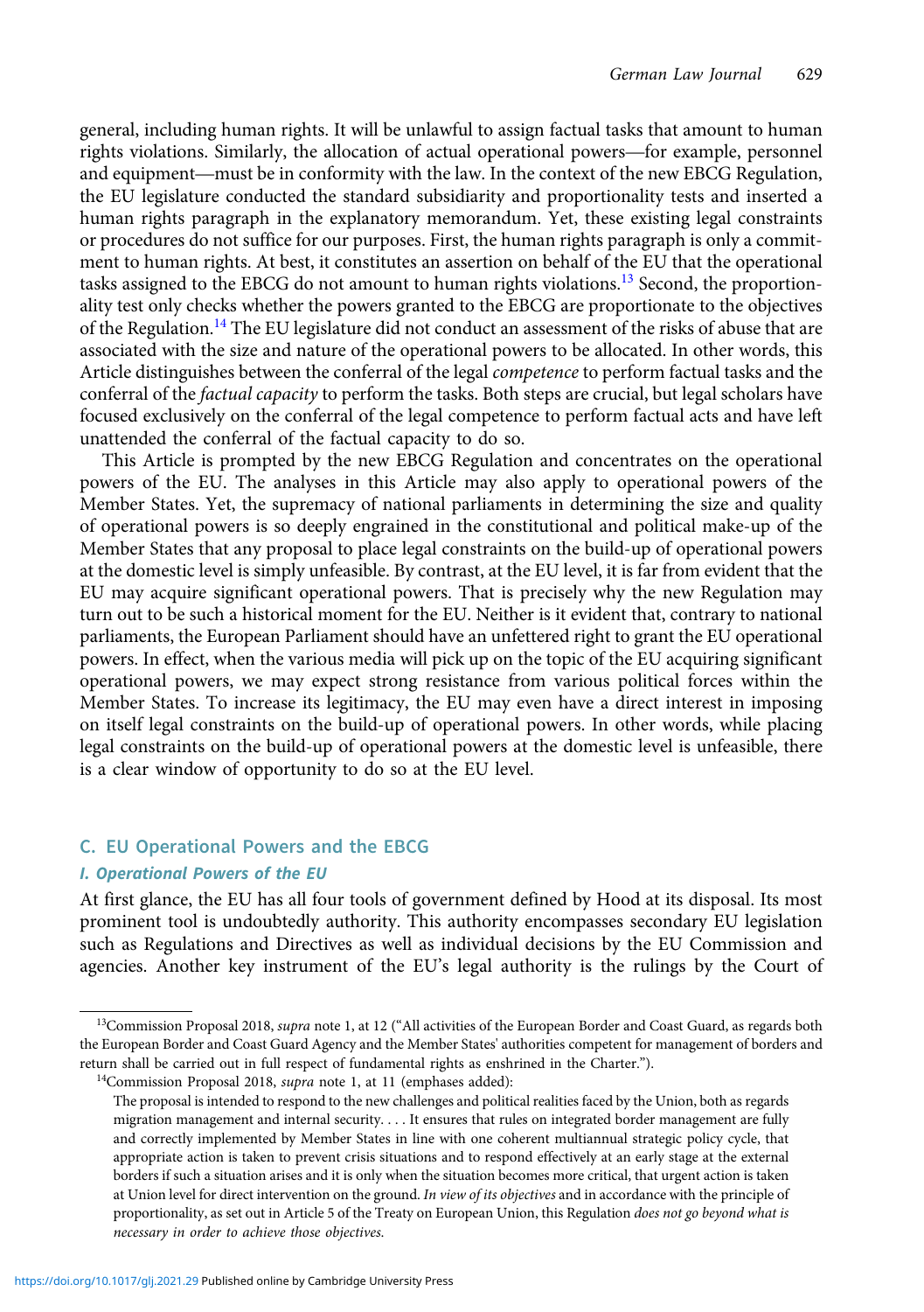general, including human rights. It will be unlawful to assign factual tasks that amount to human rights violations. Similarly, the allocation of actual operational powers—for example, personnel and equipment—must be in conformity with the law. In the context of the new EBCG Regulation, the EU legislature conducted the standard subsidiarity and proportionality tests and inserted a human rights paragraph in the explanatory memorandum. Yet, these existing legal constraints or procedures do not suffice for our purposes. First, the human rights paragraph is only a commitment to human rights. At best, it constitutes an assertion on behalf of the EU that the operational tasks assigned to the EBCG do not amount to human rights violations.[13] Second, the proportionality test only checks whether the powers granted to the EBCG are proportionate to the objectives of the Regulation.[14] The EU legislature did not conduct an assessment of the risks of abuse that are associated with the size and nature of the operational powers to be allocated. In other words, this Article distinguishes between the conferral of the legal *competence* to perform factual tasks and the conferral of the *factual capacity* to perform the tasks. Both steps are crucial, but legal scholars have focused exclusively on the conferral of the legal competence to perform factual acts and have left unattended the conferral of the factual capacity to do so.

This Article is prompted by the new EBCG Regulation and concentrates on the operational powers of the EU. The analyses in this Article may also apply to operational powers of the Member States. Yet, the supremacy of national parliaments in determining the size and quality of operational powers is so deeply engrained in the constitutional and political make-up of the Member States that any proposal to place legal constraints on the build-up of operational powers at the domestic level is simply unfeasible. By contrast, at the EU level, it is far from evident that the EU may acquire significant operational powers. That is precisely why the new Regulation may turn out to be such a historical moment for the EU. Neither is it evident that, contrary to national parliaments, the European Parliament should have an unfettered right to grant the EU operational powers. In effect, when the various media will pick up on the topic of the EU acquiring significant operational powers, we may expect strong resistance from various political forces within the Member States. To increase its legitimacy, the EU may even have a direct interest in imposing on itself legal constraints on the build-up of operational powers. In other words, while placing legal constraints on the build-up of operational powers at the domestic level is unfeasible, there is a clear window of opportunity to do so at the EU level.

## C. EU Operational Powers and the EBCG

### I. Operational Powers of the EU

At first glance, the EU has all four tools of government defined by Hood at its disposal. Its most prominent tool is undoubtedly authority. This authority encompasses secondary EU legislation such as Regulations and Directives as well as individual decisions by the EU Commission and agencies. Another key instrument of the EU's legal authority is the rulings by the Court of

---

[13]Commission Proposal 2018, *supra* note 1, at 12 ("All activities of the European Border and Coast Guard, as regards both the European Border and Coast Guard Agency and the Member States' authorities competent for management of borders and return shall be carried out in full respect of fundamental rights as enshrined in the Charter.").

[14]Commission Proposal 2018, *supra* note 1, at 11 (emphases added):

> The proposal is intended to respond to the new challenges and political realities faced by the Union, both as regards migration management and internal security. . . . It ensures that rules on integrated border management are fully and correctly implemented by Member States in line with one coherent multiannual strategic policy cycle, that appropriate action is taken to prevent crisis situations and to respond effectively at an early stage at the external borders if such a situation arises and it is only when the situation becomes more critical, that urgent action is taken at Union level for direct intervention on the ground. *In view of its objectives* and in accordance with the principle of proportionality, as set out in Article 5 of the Treaty on European Union, this Regulation *does not go beyond what is necessary in order to achieve those objectives.*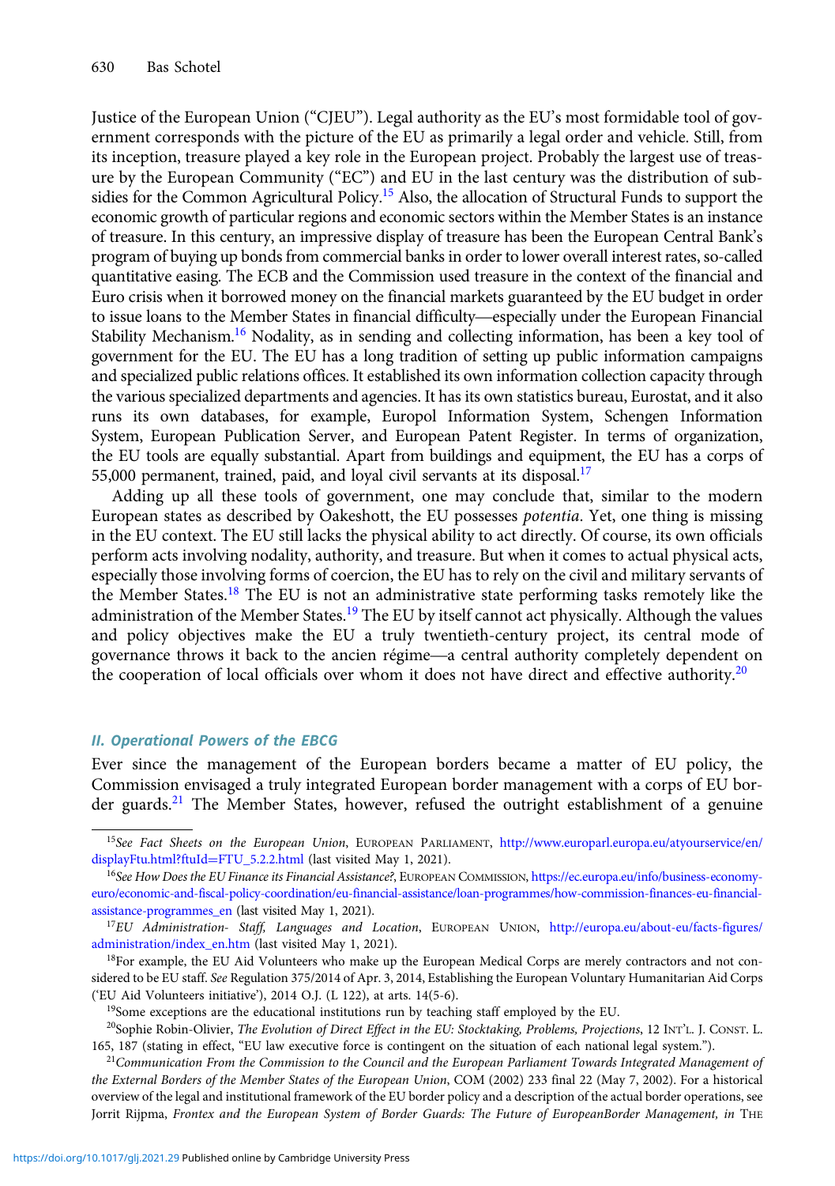Justice of the European Union ("CJEU"). Legal authority as the EU's most formidable tool of government corresponds with the picture of the EU as primarily a legal order and vehicle. Still, from its inception, treasure played a key role in the European project. Probably the largest use of treasure by the European Community ("EC") and EU in the last century was the distribution of subsidies for the Common Agricultural Policy.[15] Also, the allocation of Structural Funds to support the economic growth of particular regions and economic sectors within the Member States is an instance of treasure. In this century, an impressive display of treasure has been the European Central Bank's program of buying up bonds from commercial banks in order to lower overall interest rates, so-called quantitative easing. The ECB and the Commission used treasure in the context of the financial and Euro crisis when it borrowed money on the financial markets guaranteed by the EU budget in order to issue loans to the Member States in financial difficulty—especially under the European Financial Stability Mechanism.[16] Nodality, as in sending and collecting information, has been a key tool of government for the EU. The EU has a long tradition of setting up public information campaigns and specialized public relations offices. It established its own information collection capacity through the various specialized departments and agencies. It has its own statistics bureau, Eurostat, and it also runs its own databases, for example, Europol Information System, Schengen Information System, European Publication Server, and European Patent Register. In terms of organization, the EU tools are equally substantial. Apart from buildings and equipment, the EU has a corps of 55,000 permanent, trained, paid, and loyal civil servants at its disposal.[17]

Adding up all these tools of government, one may conclude that, similar to the modern European states as described by Oakeshott, the EU possesses *potentia*. Yet, one thing is missing in the EU context. The EU still lacks the physical ability to act directly. Of course, its own officials perform acts involving nodality, authority, and treasure. But when it comes to actual physical acts, especially those involving forms of coercion, the EU has to rely on the civil and military servants of the Member States.[18] The EU is not an administrative state performing tasks remotely like the administration of the Member States.[19] The EU by itself cannot act physically. Although the values and policy objectives make the EU a truly twentieth-century project, its central mode of governance throws it back to the ancien régime—a central authority completely dependent on the cooperation of local officials over whom it does not have direct and effective authority.[20]

### II. Operational Powers of the EBCG

Ever since the management of the European borders became a matter of EU policy, the Commission envisaged a truly integrated European border management with a corps of EU border guards.[21] The Member States, however, refused the outright establishment of a genuine

[15] *See Fact Sheets on the European Union*, European Parliament, http://www.europarl.europa.eu/atyourservice/en/displayFtu.html?ftuId=FTU_5.2.2.html (last visited May 1, 2021).

[16] *See How Does the EU Finance its Financial Assistance?*, European Commission, https://ec.europa.eu/info/business-economy-euro/economic-and-fiscal-policy-coordination/eu-financial-assistance/loan-programmes/how-commission-finances-eu-financial-assistance-programmes_en (last visited May 1, 2021).

[17] *EU Administration- Staff, Languages and Location*, European Union, http://europa.eu/about-eu/facts-figures/administration/index_en.htm (last visited May 1, 2021).

[18] For example, the EU Aid Volunteers who make up the European Medical Corps are merely contractors and not considered to be EU staff. *See* Regulation 375/2014 of Apr. 3, 2014, Establishing the European Voluntary Humanitarian Aid Corps ('EU Aid Volunteers initiative'), 2014 O.J. (L 122), at arts. 14(5-6).

[19] Some exceptions are the educational institutions run by teaching staff employed by the EU.

[20] Sophie Robin-Olivier, *The Evolution of Direct Effect in the EU: Stocktaking, Problems, Projections*, 12 Int'l. J. Const. L. 165, 187 (stating in effect, "EU law executive force is contingent on the situation of each national legal system.").

[21] *Communication From the Commission to the Council and the European Parliament Towards Integrated Management of the External Borders of the Member States of the European Union*, COM (2002) 233 final 22 (May 7, 2002). For a historical overview of the legal and institutional framework of the EU border policy and a description of the actual border operations, see Jorrit Rijpma, *Frontex and the European System of Border Guards: The Future of EuropeanBorder Management, in* The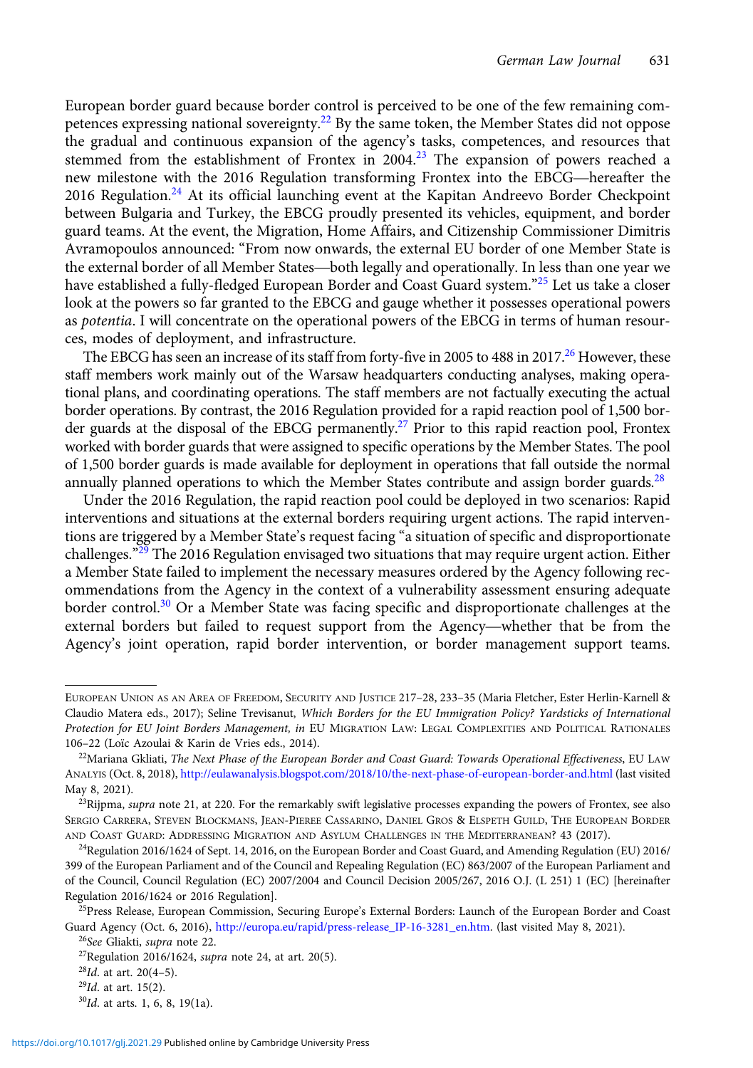European border guard because border control is perceived to be one of the few remaining competences expressing national sovereignty.[22] By the same token, the Member States did not oppose the gradual and continuous expansion of the agency's tasks, competences, and resources that stemmed from the establishment of Frontex in 2004.[23] The expansion of powers reached a new milestone with the 2016 Regulation transforming Frontex into the EBCG—hereafter the 2016 Regulation.[24] At its official launching event at the Kapitan Andreevo Border Checkpoint between Bulgaria and Turkey, the EBCG proudly presented its vehicles, equipment, and border guard teams. At the event, the Migration, Home Affairs, and Citizenship Commissioner Dimitris Avramopoulos announced: "From now onwards, the external EU border of one Member State is the external border of all Member States—both legally and operationally. In less than one year we have established a fully-fledged European Border and Coast Guard system."[25] Let us take a closer look at the powers so far granted to the EBCG and gauge whether it possesses operational powers as *potentia*. I will concentrate on the operational powers of the EBCG in terms of human resources, modes of deployment, and infrastructure.

The EBCG has seen an increase of its staff from forty-five in 2005 to 488 in 2017.[26] However, these staff members work mainly out of the Warsaw headquarters conducting analyses, making operational plans, and coordinating operations. The staff members are not factually executing the actual border operations. By contrast, the 2016 Regulation provided for a rapid reaction pool of 1,500 border guards at the disposal of the EBCG permanently.[27] Prior to this rapid reaction pool, Frontex worked with border guards that were assigned to specific operations by the Member States. The pool of 1,500 border guards is made available for deployment in operations that fall outside the normal annually planned operations to which the Member States contribute and assign border guards.[28]

Under the 2016 Regulation, the rapid reaction pool could be deployed in two scenarios: Rapid interventions and situations at the external borders requiring urgent actions. The rapid interventions are triggered by a Member State's request facing "a situation of specific and disproportionate challenges."[29] The 2016 Regulation envisaged two situations that may require urgent action. Either a Member State failed to implement the necessary measures ordered by the Agency following recommendations from the Agency in the context of a vulnerability assessment ensuring adequate border control.[30] Or a Member State was facing specific and disproportionate challenges at the external borders but failed to request support from the Agency—whether that be from the Agency's joint operation, rapid border intervention, or border management support teams.

---

European Union as an Area of Freedom, Security and Justice 217–28, 233–35 (Maria Fletcher, Ester Herlin-Karnell & Claudio Matera eds., 2017); Seline Trevisanut, *Which Borders for the EU Immigration Policy? Yardsticks of International Protection for EU Joint Borders Management*, *in* EU Migration Law: Legal Complexities and Political Rationales 106–22 (Loïc Azoulai & Karin de Vries eds., 2014).

[22] Mariana Gkliati, *The Next Phase of the European Border and Coast Guard: Towards Operational Effectiveness*, EU Law Analysis (Oct. 8, 2018), http://eulawanalysis.blogspot.com/2018/10/the-next-phase-of-european-border-and.html (last visited May 8, 2021).

[23] Rijpma, *supra* note 21, at 220. For the remarkably swift legislative processes expanding the powers of Frontex, see also Sergio Carrera, Steven Blockmans, Jean-Pieree Cassarino, Daniel Gros & Elspeth Guild, The European Border and Coast Guard: Addressing Migration and Asylum Challenges in the Mediterranean? 43 (2017).

[24] Regulation 2016/1624 of Sept. 14, 2016, on the European Border and Coast Guard, and Amending Regulation (EU) 2016/399 of the European Parliament and of the Council and Repealing Regulation (EC) 863/2007 of the European Parliament and of the Council, Council Regulation (EC) 2007/2004 and Council Decision 2005/267, 2016 O.J. (L 251) 1 (EC) [hereinafter Regulation 2016/1624 or 2016 Regulation].

[25] Press Release, European Commission, Securing Europe's External Borders: Launch of the European Border and Coast Guard Agency (Oct. 6, 2016), http://europa.eu/rapid/press-release_IP-16-3281_en.htm. (last visited May 8, 2021).

[26] *See* Gliakti, *supra* note 22.

[27] Regulation 2016/1624, *supra* note 24, at art. 20(5).

[28] *Id*. at art. 20(4–5).

[29] *Id*. at art. 15(2).

[30] *Id*. at arts. 1, 6, 8, 19(1a).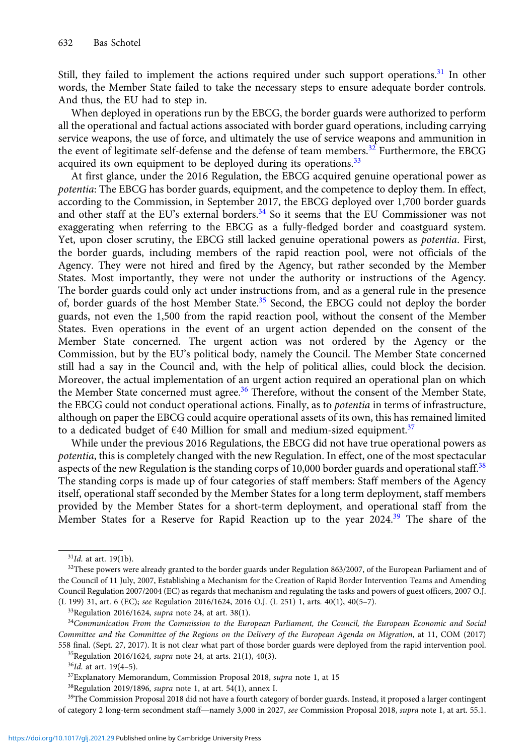Still, they failed to implement the actions required under such support operations.[31] In other words, the Member State failed to take the necessary steps to ensure adequate border controls. And thus, the EU had to step in.

When deployed in operations run by the EBCG, the border guards were authorized to perform all the operational and factual actions associated with border guard operations, including carrying service weapons, the use of force, and ultimately the use of service weapons and ammunition in the event of legitimate self-defense and the defense of team members.[32] Furthermore, the EBCG acquired its own equipment to be deployed during its operations.[33]

At first glance, under the 2016 Regulation, the EBCG acquired genuine operational power as *potentia*: The EBCG has border guards, equipment, and the competence to deploy them. In effect, according to the Commission, in September 2017, the EBCG deployed over 1,700 border guards and other staff at the EU's external borders.[34] So it seems that the EU Commissioner was not exaggerating when referring to the EBCG as a fully-fledged border and coastguard system. Yet, upon closer scrutiny, the EBCG still lacked genuine operational powers as *potentia*. First, the border guards, including members of the rapid reaction pool, were not officials of the Agency. They were not hired and fired by the Agency, but rather seconded by the Member States. Most importantly, they were not under the authority or instructions of the Agency. The border guards could only act under instructions from, and as a general rule in the presence of, border guards of the host Member State.[35] Second, the EBCG could not deploy the border guards, not even the 1,500 from the rapid reaction pool, without the consent of the Member States. Even operations in the event of an urgent action depended on the consent of the Member State concerned. The urgent action was not ordered by the Agency or the Commission, but by the EU's political body, namely the Council. The Member State concerned still had a say in the Council and, with the help of political allies, could block the decision. Moreover, the actual implementation of an urgent action required an operational plan on which the Member State concerned must agree.[36] Therefore, without the consent of the Member State, the EBCG could not conduct operational actions. Finally, as to *potentia* in terms of infrastructure, although on paper the EBCG could acquire operational assets of its own, this has remained limited to a dedicated budget of €40 Million for small and medium-sized equipment.[37]

While under the previous 2016 Regulations, the EBCG did not have true operational powers as *potentia*, this is completely changed with the new Regulation. In effect, one of the most spectacular aspects of the new Regulation is the standing corps of 10,000 border guards and operational staff.[38] The standing corps is made up of four categories of staff members: Staff members of the Agency itself, operational staff seconded by the Member States for a long term deployment, staff members provided by the Member States for a short-term deployment, and operational staff from the Member States for a Reserve for Rapid Reaction up to the year 2024.[39] The share of the

[31] *Id.* at art. 19(1b).

[32] These powers were already granted to the border guards under Regulation 863/2007, of the European Parliament and of the Council of 11 July, 2007, Establishing a Mechanism for the Creation of Rapid Border Intervention Teams and Amending Council Regulation 2007/2004 (EC) as regards that mechanism and regulating the tasks and powers of guest officers, 2007 O.J. (L 199) 31, art. 6 (EC); *see* Regulation 2016/1624, 2016 O.J. (L 251) 1, arts. 40(1), 40(5–7).

[33] Regulation 2016/1624, *supra* note 24, at art. 38(1).

[34] *Communication From the Commission to the European Parliament, the Council, the European Economic and Social Committee and the Committee of the Regions on the Delivery of the European Agenda on Migration*, at 11, COM (2017) 558 final. (Sept. 27, 2017). It is not clear what part of those border guards were deployed from the rapid intervention pool.

[35] Regulation 2016/1624, *supra* note 24, at arts. 21(1), 40(3).

[36] *Id.* at art. 19(4–5).

[37] Explanatory Memorandum, Commission Proposal 2018, *supra* note 1, at 15

[38] Regulation 2019/1896, *supra* note 1, at art. 54(1), annex I.

[39] The Commission Proposal 2018 did not have a fourth category of border guards. Instead, it proposed a larger contingent of category 2 long-term secondment staff—namely 3,000 in 2027, *see* Commission Proposal 2018, *supra* note 1, at art. 55.1.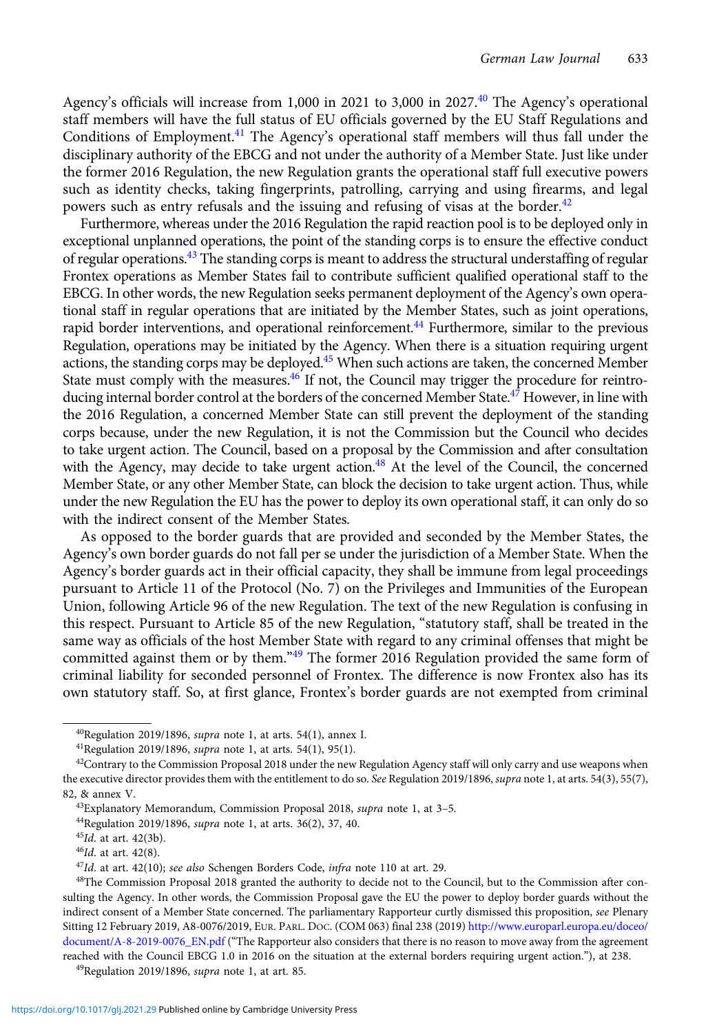Agency's officials will increase from 1,000 in 2021 to 3,000 in 2027.[40] The Agency's operational staff members will have the full status of EU officials governed by the EU Staff Regulations and Conditions of Employment.[41] The Agency's operational staff members will thus fall under the disciplinary authority of the EBCG and not under the authority of a Member State. Just like under the former 2016 Regulation, the new Regulation grants the operational staff full executive powers such as identity checks, taking fingerprints, patrolling, carrying and using firearms, and legal powers such as entry refusals and the issuing and refusing of visas at the border.[42]

Furthermore, whereas under the 2016 Regulation the rapid reaction pool is to be deployed only in exceptional unplanned operations, the point of the standing corps is to ensure the effective conduct of regular operations.[43] The standing corps is meant to address the structural understaffing of regular Frontex operations as Member States fail to contribute sufficient qualified operational staff to the EBCG. In other words, the new Regulation seeks permanent deployment of the Agency's own operational staff in regular operations that are initiated by the Member States, such as joint operations, rapid border interventions, and operational reinforcement.[44] Furthermore, similar to the previous Regulation, operations may be initiated by the Agency. When there is a situation requiring urgent actions, the standing corps may be deployed.[45] When such actions are taken, the concerned Member State must comply with the measures.[46] If not, the Council may trigger the procedure for reintroducing internal border control at the borders of the concerned Member State.[47] However, in line with the 2016 Regulation, a concerned Member State can still prevent the deployment of the standing corps because, under the new Regulation, it is not the Commission but the Council who decides to take urgent action. The Council, based on a proposal by the Commission and after consultation with the Agency, may decide to take urgent action.[48] At the level of the Council, the concerned Member State, or any other Member State, can block the decision to take urgent action. Thus, while under the new Regulation the EU has the power to deploy its own operational staff, it can only do so with the indirect consent of the Member States.

As opposed to the border guards that are provided and seconded by the Member States, the Agency's own border guards do not fall per se under the jurisdiction of a Member State. When the Agency's border guards act in their official capacity, they shall be immune from legal proceedings pursuant to Article 11 of the Protocol (No. 7) on the Privileges and Immunities of the European Union, following Article 96 of the new Regulation. The text of the new Regulation is confusing in this respect. Pursuant to Article 85 of the new Regulation, "statutory staff, shall be treated in the same way as officials of the host Member State with regard to any criminal offenses that might be committed against them or by them."[49] The former 2016 Regulation provided the same form of criminal liability for seconded personnel of Frontex. The difference is now Frontex also has its own statutory staff. So, at first glance, Frontex's border guards are not exempted from criminal

---

[40] Regulation 2019/1896, *supra* note 1, at arts. 54(1), annex I.

[41] Regulation 2019/1896, *supra* note 1, at arts. 54(1), 95(1).

[42] Contrary to the Commission Proposal 2018 under the new Regulation Agency staff will only carry and use weapons when the executive director provides them with the entitlement to do so. *See* Regulation 2019/1896, *supra* note 1, at arts. 54(3), 55(7), 82, & annex V.

[43] Explanatory Memorandum, Commission Proposal 2018, *supra* note 1, at 3–5.

[44] Regulation 2019/1896, *supra* note 1, at arts. 36(2), 37, 40.

[45] *Id.* at art. 42(3b).

[46] *Id.* at art. 42(8).

[47] *Id.* at art. 42(10); *see also* Schengen Borders Code, *infra* note 110 at art. 29.

[48] The Commission Proposal 2018 granted the authority to decide not to the Council, but to the Commission after consulting the Agency. In other words, the Commission Proposal gave the EU the power to deploy border guards without the indirect consent of a Member State concerned. The parliamentary Rapporteur curtly dismissed this proposition, *see* Plenary Sitting 12 February 2019, A8-0076/2019, EUR. PARL. DOC. (COM 063) final 238 (2019) http://www.europarl.europa.eu/doceo/document/A-8-2019-0076_EN.pdf ("The Rapporteur also considers that there is no reason to move away from the agreement reached with the Council EBCG 1.0 in 2016 on the situation at the external borders requiring urgent action."), at 238.

[49] Regulation 2019/1896, *supra* note 1, at art. 85.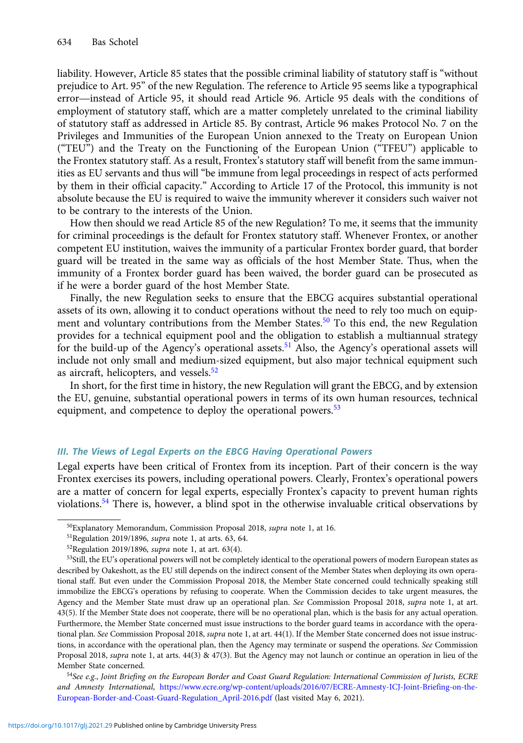liability. However, Article 85 states that the possible criminal liability of statutory staff is "without prejudice to Art. 95" of the new Regulation. The reference to Article 95 seems like a typographical error—instead of Article 95, it should read Article 96. Article 95 deals with the conditions of employment of statutory staff, which are a matter completely unrelated to the criminal liability of statutory staff as addressed in Article 85. By contrast, Article 96 makes Protocol No. 7 on the Privileges and Immunities of the European Union annexed to the Treaty on European Union ("TEU") and the Treaty on the Functioning of the European Union ("TFEU") applicable to the Frontex statutory staff. As a result, Frontex's statutory staff will benefit from the same immunities as EU servants and thus will "be immune from legal proceedings in respect of acts performed by them in their official capacity." According to Article 17 of the Protocol, this immunity is not absolute because the EU is required to waive the immunity wherever it considers such waiver not to be contrary to the interests of the Union.

How then should we read Article 85 of the new Regulation? To me, it seems that the immunity for criminal proceedings is the default for Frontex statutory staff. Whenever Frontex, or another competent EU institution, waives the immunity of a particular Frontex border guard, that border guard will be treated in the same way as officials of the host Member State. Thus, when the immunity of a Frontex border guard has been waived, the border guard can be prosecuted as if he were a border guard of the host Member State.

Finally, the new Regulation seeks to ensure that the EBCG acquires substantial operational assets of its own, allowing it to conduct operations without the need to rely too much on equipment and voluntary contributions from the Member States.[50] To this end, the new Regulation provides for a technical equipment pool and the obligation to establish a multiannual strategy for the build-up of the Agency's operational assets.[51] Also, the Agency's operational assets will include not only small and medium-sized equipment, but also major technical equipment such as aircraft, helicopters, and vessels.[52]

In short, for the first time in history, the new Regulation will grant the EBCG, and by extension the EU, genuine, substantial operational powers in terms of its own human resources, technical equipment, and competence to deploy the operational powers.[53]

### *III. The Views of Legal Experts on the EBCG Having Operational Powers*

Legal experts have been critical of Frontex from its inception. Part of their concern is the way Frontex exercises its powers, including operational powers. Clearly, Frontex's operational powers are a matter of concern for legal experts, especially Frontex's capacity to prevent human rights violations.[54] There is, however, a blind spot in the otherwise invaluable critical observations by

---

[50] Explanatory Memorandum, Commission Proposal 2018, *supra* note 1, at 16.

[51] Regulation 2019/1896, *supra* note 1, at arts. 63, 64.

[52] Regulation 2019/1896, *supra* note 1, at art. 63(4).

[53] Still, the EU's operational powers will not be completely identical to the operational powers of modern European states as described by Oakeshott, as the EU still depends on the indirect consent of the Member States when deploying its own operational staff. But even under the Commission Proposal 2018, the Member State concerned could technically speaking still immobilize the EBCG's operations by refusing to cooperate. When the Commission decides to take urgent measures, the Agency and the Member State must draw up an operational plan. *See* Commission Proposal 2018, *supra* note 1, at art. 43(5). If the Member State does not cooperate, there will be no operational plan, which is the basis for any actual operation. Furthermore, the Member State concerned must issue instructions to the border guard teams in accordance with the operational plan. *See* Commission Proposal 2018, *supra* note 1, at art. 44(1). If the Member State concerned does not issue instructions, in accordance with the operational plan, then the Agency may terminate or suspend the operations. *See* Commission Proposal 2018, *supra* note 1, at arts. 44(3) & 47(3). But the Agency may not launch or continue an operation in lieu of the Member State concerned.

[54] *See e.g., Joint Briefing on the European Border and Coast Guard Regulation: International Commission of Jurists, ECRE and Amnesty International*, https://www.ecre.org/wp-content/uploads/2016/07/ECRE-Amnesty-ICJ-Joint-Briefing-on-the-European-Border-and-Coast-Guard-Regulation_April-2016.pdf (last visited May 6, 2021).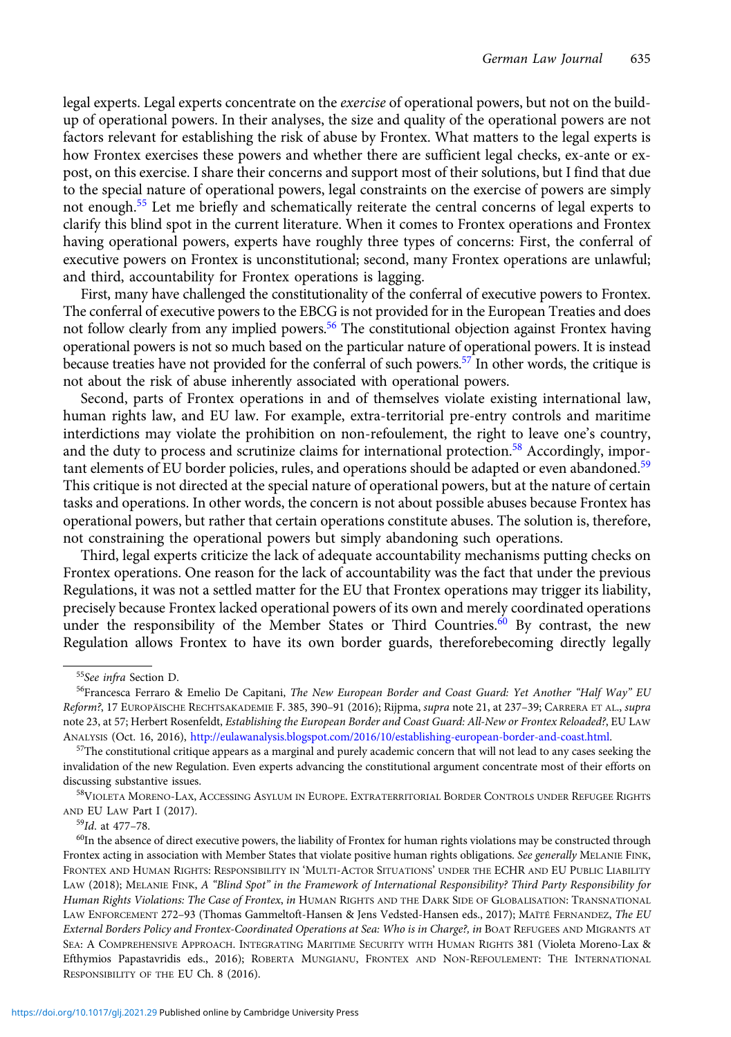legal experts. Legal experts concentrate on the *exercise* of operational powers, but not on the build-up of operational powers. In their analyses, the size and quality of the operational powers are not factors relevant for establishing the risk of abuse by Frontex. What matters to the legal experts is how Frontex exercises these powers and whether there are sufficient legal checks, ex-ante or ex-post, on this exercise. I share their concerns and support most of their solutions, but I find that due to the special nature of operational powers, legal constraints on the exercise of powers are simply not enough.[55] Let me briefly and schematically reiterate the central concerns of legal experts to clarify this blind spot in the current literature. When it comes to Frontex operations and Frontex having operational powers, experts have roughly three types of concerns: First, the conferral of executive powers on Frontex is unconstitutional; second, many Frontex operations are unlawful; and third, accountability for Frontex operations is lagging.

First, many have challenged the constitutionality of the conferral of executive powers to Frontex. The conferral of executive powers to the EBCG is not provided for in the European Treaties and does not follow clearly from any implied powers.[56] The constitutional objection against Frontex having operational powers is not so much based on the particular nature of operational powers. It is instead because treaties have not provided for the conferral of such powers.[57] In other words, the critique is not about the risk of abuse inherently associated with operational powers.

Second, parts of Frontex operations in and of themselves violate existing international law, human rights law, and EU law. For example, extra-territorial pre-entry controls and maritime interdictions may violate the prohibition on non-refoulement, the right to leave one's country, and the duty to process and scrutinize claims for international protection.[58] Accordingly, important elements of EU border policies, rules, and operations should be adapted or even abandoned.[59] This critique is not directed at the special nature of operational powers, but at the nature of certain tasks and operations. In other words, the concern is not about possible abuses because Frontex has operational powers, but rather that certain operations constitute abuses. The solution is, therefore, not constraining the operational powers but simply abandoning such operations.

Third, legal experts criticize the lack of adequate accountability mechanisms putting checks on Frontex operations. One reason for the lack of accountability was the fact that under the previous Regulations, it was not a settled matter for the EU that Frontex operations may trigger its liability, precisely because Frontex lacked operational powers of its own and merely coordinated operations under the responsibility of the Member States or Third Countries.[60] By contrast, the new Regulation allows Frontex to have its own border guards, thereforebecoming directly legally

---

[55] *See infra* Section D.

[56] Francesca Ferraro & Emelio De Capitani, *The New European Border and Coast Guard: Yet Another "Half Way" EU Reform?*, 17 Europäische Rechtsakademie F. 385, 390–91 (2016); Rijpma, *supra* note 21, at 237–39; Carrera et al., *supra* note 23, at 57; Herbert Rosenfeldt, *Establishing the European Border and Coast Guard: All-New or Frontex Reloaded?*, EU Law Analysis (Oct. 16, 2016), http://eulawanalysis.blogspot.com/2016/10/establishing-european-border-and-coast.html.

[57] The constitutional critique appears as a marginal and purely academic concern that will not lead to any cases seeking the invalidation of the new Regulation. Even experts advancing the constitutional argument concentrate most of their efforts on discussing substantive issues.

[58] Violeta Moreno-Lax, Accessing Asylum in Europe. Extraterritorial Border Controls under Refugee Rights and EU Law Part I (2017).

[59] *Id.* at 477–78.

[60] In the absence of direct executive powers, the liability of Frontex for human rights violations may be constructed through Frontex acting in association with Member States that violate positive human rights obligations. *See generally* Melanie Fink, Frontex and Human Rights: Responsibility in 'Multi-Actor Situations' under the ECHR and EU Public Liability Law (2018); Melanie Fink, *A "Blind Spot" in the Framework of International Responsibility? Third Party Responsibility for Human Rights Violations: The Case of Frontex*, *in* Human Rights and the Dark Side of Globalisation: Transnational Law Enforcement 272–93 (Thomas Gammeltoft-Hansen & Jens Vedsted-Hansen eds., 2017); Maïté Fernandez, *The EU External Borders Policy and Frontex-Coordinated Operations at Sea: Who is in Charge?*, *in* Boat Refugees and Migrants at Sea: A Comprehensive Approach. Integrating Maritime Security with Human Rights 381 (Violeta Moreno-Lax & Efthymios Papastavridis eds., 2016); Roberta Mungianu, Frontex and Non-Refoulement: The International Responsibility of the EU Ch. 8 (2016).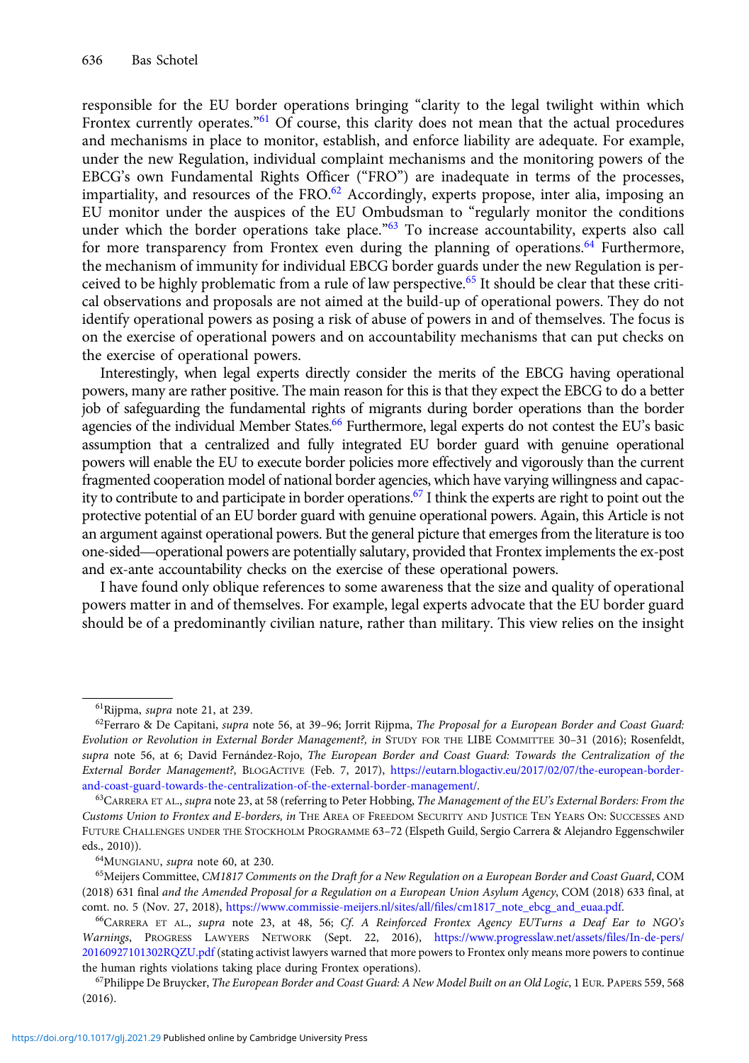responsible for the EU border operations bringing "clarity to the legal twilight within which Frontex currently operates."[61] Of course, this clarity does not mean that the actual procedures and mechanisms in place to monitor, establish, and enforce liability are adequate. For example, under the new Regulation, individual complaint mechanisms and the monitoring powers of the EBCG's own Fundamental Rights Officer ("FRO") are inadequate in terms of the processes, impartiality, and resources of the FRO.[62] Accordingly, experts propose, inter alia, imposing an EU monitor under the auspices of the EU Ombudsman to "regularly monitor the conditions under which the border operations take place."[63] To increase accountability, experts also call for more transparency from Frontex even during the planning of operations.[64] Furthermore, the mechanism of immunity for individual EBCG border guards under the new Regulation is perceived to be highly problematic from a rule of law perspective.[65] It should be clear that these critical observations and proposals are not aimed at the build-up of operational powers. They do not identify operational powers as posing a risk of abuse of powers in and of themselves. The focus is on the exercise of operational powers and on accountability mechanisms that can put checks on the exercise of operational powers.

Interestingly, when legal experts directly consider the merits of the EBCG having operational powers, many are rather positive. The main reason for this is that they expect the EBCG to do a better job of safeguarding the fundamental rights of migrants during border operations than the border agencies of the individual Member States.[66] Furthermore, legal experts do not contest the EU's basic assumption that a centralized and fully integrated EU border guard with genuine operational powers will enable the EU to execute border policies more effectively and vigorously than the current fragmented cooperation model of national border agencies, which have varying willingness and capacity to contribute to and participate in border operations.[67] I think the experts are right to point out the protective potential of an EU border guard with genuine operational powers. Again, this Article is not an argument against operational powers. But the general picture that emerges from the literature is too one-sided—operational powers are potentially salutary, provided that Frontex implements the ex-post and ex-ante accountability checks on the exercise of these operational powers.

I have found only oblique references to some awareness that the size and quality of operational powers matter in and of themselves. For example, legal experts advocate that the EU border guard should be of a predominantly civilian nature, rather than military. This view relies on the insight

---

[61] Rijpma, *supra* note 21, at 239.

[62] Ferraro & De Capitani, *supra* note 56, at 39–96; Jorrit Rijpma, *The Proposal for a European Border and Coast Guard: Evolution or Revolution in External Border Management?*, *in* STUDY FOR THE LIBE COMMITTEE 30–31 (2016); Rosenfeldt, *supra* note 56, at 6; David Fernández-Rojo, *The European Border and Coast Guard: Towards the Centralization of the External Border Management?*, BLOGACTIVE (Feb. 7, 2017), https://eutarn.blogactiv.eu/2017/02/07/the-european-border-and-coast-guard-towards-the-centralization-of-the-external-border-management/.

[63] CARRERA ET AL., *supra* note 23, at 58 (referring to Peter Hobbing, *The Management of the EU's External Borders: From the Customs Union to Frontex and E-borders, in* THE AREA OF FREEDOM SECURITY AND JUSTICE TEN YEARS ON: SUCCESSES AND FUTURE CHALLENGES UNDER THE STOCKHOLM PROGRAMME 63–72 (Elspeth Guild, Sergio Carrera & Alejandro Eggenschwiler eds., 2010)).

[64] MUNGIANU, *supra* note 60, at 230.

[65] Meijers Committee, *CM1817 Comments on the Draft for a New Regulation on a European Border and Coast Guard*, COM (2018) 631 final *and the Amended Proposal for a Regulation on a European Union Asylum Agency*, COM (2018) 633 final, at comt. no. 5 (Nov. 27, 2018), https://www.commissie-meijers.nl/sites/all/files/cm1817_note_ebcg_and_euaa.pdf.

[66] CARRERA ET AL., *supra* note 23, at 48, 56; *Cf. A Reinforced Frontex Agency EUTurns a Deaf Ear to NGO's Warnings*, PROGRESS LAWYERS NETWORK (Sept. 22, 2016), https://www.progresslaw.net/assets/files/In-de-pers/20160927101302RQZU.pdf (stating activist lawyers warned that more powers to Frontex only means more powers to continue the human rights violations taking place during Frontex operations).

[67] Philippe De Bruycker, *The European Border and Coast Guard: A New Model Built on an Old Logic*, 1 EUR. PAPERS 559, 568 (2016).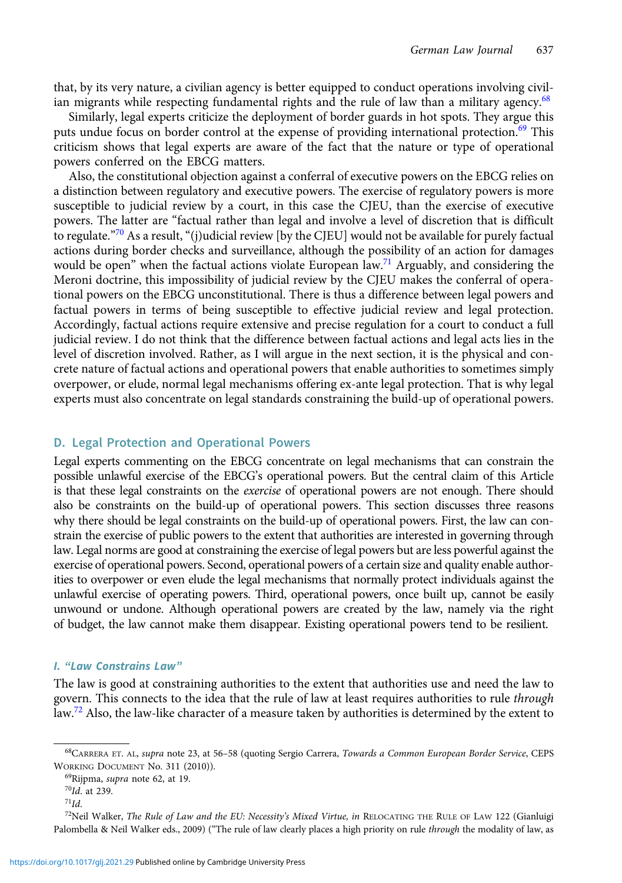that, by its very nature, a civilian agency is better equipped to conduct operations involving civilian migrants while respecting fundamental rights and the rule of law than a military agency.[68]

Similarly, legal experts criticize the deployment of border guards in hot spots. They argue this puts undue focus on border control at the expense of providing international protection.[69] This criticism shows that legal experts are aware of the fact that the nature or type of operational powers conferred on the EBCG matters.

Also, the constitutional objection against a conferral of executive powers on the EBCG relies on a distinction between regulatory and executive powers. The exercise of regulatory powers is more susceptible to judicial review by a court, in this case the CJEU, than the exercise of executive powers. The latter are "factual rather than legal and involve a level of discretion that is difficult to regulate."[70] As a result, "(j)udicial review [by the CJEU] would not be available for purely factual actions during border checks and surveillance, although the possibility of an action for damages would be open" when the factual actions violate European law.[71] Arguably, and considering the Meroni doctrine, this impossibility of judicial review by the CJEU makes the conferral of operational powers on the EBCG unconstitutional. There is thus a difference between legal powers and factual powers in terms of being susceptible to effective judicial review and legal protection. Accordingly, factual actions require extensive and precise regulation for a court to conduct a full judicial review. I do not think that the difference between factual actions and legal acts lies in the level of discretion involved. Rather, as I will argue in the next section, it is the physical and concrete nature of factual actions and operational powers that enable authorities to sometimes simply overpower, or elude, normal legal mechanisms offering ex-ante legal protection. That is why legal experts must also concentrate on legal standards constraining the build-up of operational powers.

## D. Legal Protection and Operational Powers

Legal experts commenting on the EBCG concentrate on legal mechanisms that can constrain the possible unlawful exercise of the EBCG's operational powers. But the central claim of this Article is that these legal constraints on the *exercise* of operational powers are not enough. There should also be constraints on the build-up of operational powers. This section discusses three reasons why there should be legal constraints on the build-up of operational powers. First, the law can constrain the exercise of public powers to the extent that authorities are interested in governing through law. Legal norms are good at constraining the exercise of legal powers but are less powerful against the exercise of operational powers. Second, operational powers of a certain size and quality enable authorities to overpower or even elude the legal mechanisms that normally protect individuals against the unlawful exercise of operating powers. Third, operational powers, once built up, cannot be easily unwound or undone. Although operational powers are created by the law, namely via the right of budget, the law cannot make them disappear. Existing operational powers tend to be resilient.

### I. "Law Constrains Law"

The law is good at constraining authorities to the extent that authorities use and need the law to govern. This connects to the idea that the rule of law at least requires authorities to rule *through* law.[72] Also, the law-like character of a measure taken by authorities is determined by the extent to

---

[68] CARRERA ET. AL, *supra* note 23, at 56–58 (quoting Sergio Carrera, *Towards a Common European Border Service*, CEPS WORKING DOCUMENT No. 311 (2010)).

[69] Rijpma, *supra* note 62, at 19.

[70] *Id.* at 239.

[71] *Id.*

[72] Neil Walker, *The Rule of Law and the EU: Necessity's Mixed Virtue, in* RELOCATING THE RULE OF LAW 122 (Gianluigi Palombella & Neil Walker eds., 2009) ("The rule of law clearly places a high priority on rule *through* the modality of law, as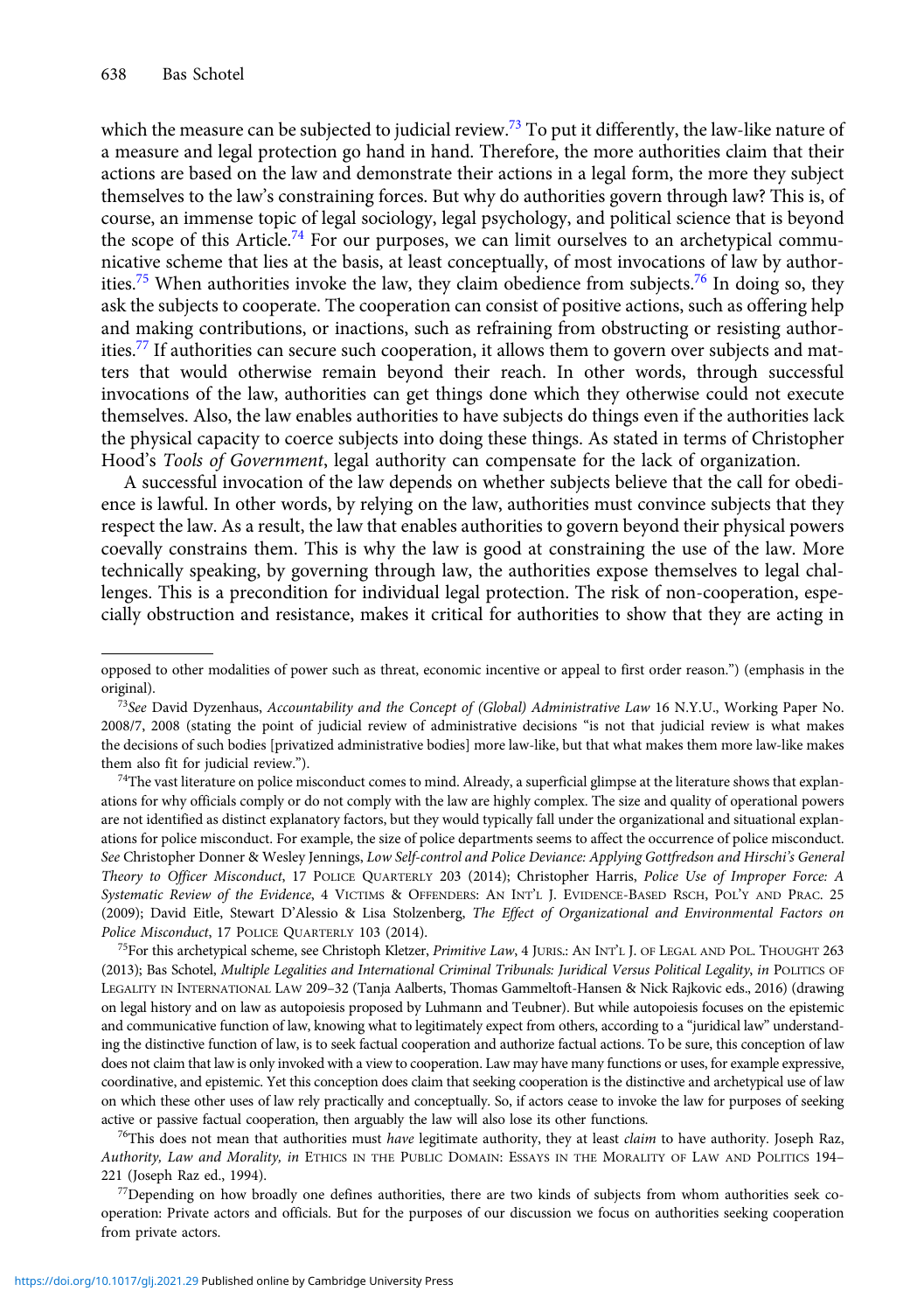which the measure can be subjected to judicial review.[73] To put it differently, the law-like nature of a measure and legal protection go hand in hand. Therefore, the more authorities claim that their actions are based on the law and demonstrate their actions in a legal form, the more they subject themselves to the law's constraining forces. But why do authorities govern through law? This is, of course, an immense topic of legal sociology, legal psychology, and political science that is beyond the scope of this Article.[74] For our purposes, we can limit ourselves to an archetypical communicative scheme that lies at the basis, at least conceptually, of most invocations of law by authorities.[75] When authorities invoke the law, they claim obedience from subjects.[76] In doing so, they ask the subjects to cooperate. The cooperation can consist of positive actions, such as offering help and making contributions, or inactions, such as refraining from obstructing or resisting authorities.[77] If authorities can secure such cooperation, it allows them to govern over subjects and matters that would otherwise remain beyond their reach. In other words, through successful invocations of the law, authorities can get things done which they otherwise could not execute themselves. Also, the law enables authorities to have subjects do things even if the authorities lack the physical capacity to coerce subjects into doing these things. As stated in terms of Christopher Hood's *Tools of Government*, legal authority can compensate for the lack of organization.

A successful invocation of the law depends on whether subjects believe that the call for obedience is lawful. In other words, by relying on the law, authorities must convince subjects that they respect the law. As a result, the law that enables authorities to govern beyond their physical powers coevally constrains them. This is why the law is good at constraining the use of the law. More technically speaking, by governing through law, the authorities expose themselves to legal challenges. This is a precondition for individual legal protection. The risk of non-cooperation, especially obstruction and resistance, makes it critical for authorities to show that they are acting in

---

opposed to other modalities of power such as threat, economic incentive or appeal to first order reason.") (emphasis in the original).

[73] *See* David Dyzenhaus, *Accountability and the Concept of (Global) Administrative Law* 16 N.Y.U., Working Paper No. 2008/7, 2008 (stating the point of judicial review of administrative decisions "is not that judicial review is what makes the decisions of such bodies [privatized administrative bodies] more law-like, but that what makes them more law-like makes them also fit for judicial review.").

[74] The vast literature on police misconduct comes to mind. Already, a superficial glimpse at the literature shows that explanations for why officials comply or do not comply with the law are highly complex. The size and quality of operational powers are not identified as distinct explanatory factors, but they would typically fall under the organizational and situational explanations for police misconduct. For example, the size of police departments seems to affect the occurrence of police misconduct. *See* Christopher Donner & Wesley Jennings, *Low Self-control and Police Deviance: Applying Gottfredson and Hirschi's General Theory to Officer Misconduct*, 17 Police Quarterly 203 (2014); Christopher Harris, *Police Use of Improper Force: A Systematic Review of the Evidence*, 4 Victims & Offenders: An Int'l J. Evidence-Based Rsch, Pol'y and Prac. 25 (2009); David Eitle, Stewart D'Alessio & Lisa Stolzenberg, *The Effect of Organizational and Environmental Factors on Police Misconduct*, 17 Police Quarterly 103 (2014).

[75] For this archetypical scheme, see Christoph Kletzer, *Primitive Law*, 4 Juris.: An Int'l J. of Legal and Pol. Thought 263 (2013); Bas Schotel, *Multiple Legalities and International Criminal Tribunals: Juridical Versus Political Legality*, *in* Politics of Legality in International Law 209–32 (Tanja Aalberts, Thomas Gammeltoft-Hansen & Nick Rajkovic eds., 2016) (drawing on legal history and on law as autopoiesis proposed by Luhmann and Teubner). But while autopoiesis focuses on the epistemic and communicative function of law, knowing what to legitimately expect from others, according to a "juridical law" understanding the distinctive function of law, is to seek factual cooperation and authorize factual actions. To be sure, this conception of law does not claim that law is only invoked with a view to cooperation. Law may have many functions or uses, for example expressive, coordinative, and epistemic. Yet this conception does claim that seeking cooperation is the distinctive and archetypical use of law on which these other uses of law rely practically and conceptually. So, if actors cease to invoke the law for purposes of seeking active or passive factual cooperation, then arguably the law will also lose its other functions.

[76] This does not mean that authorities must *have* legitimate authority, they at least *claim* to have authority. Joseph Raz, *Authority, Law and Morality*, *in* Ethics in the Public Domain: Essays in the Morality of Law and Politics 194–221 (Joseph Raz ed., 1994).

[77] Depending on how broadly one defines authorities, there are two kinds of subjects from whom authorities seek co-operation: Private actors and officials. But for the purposes of our discussion we focus on authorities seeking cooperation from private actors.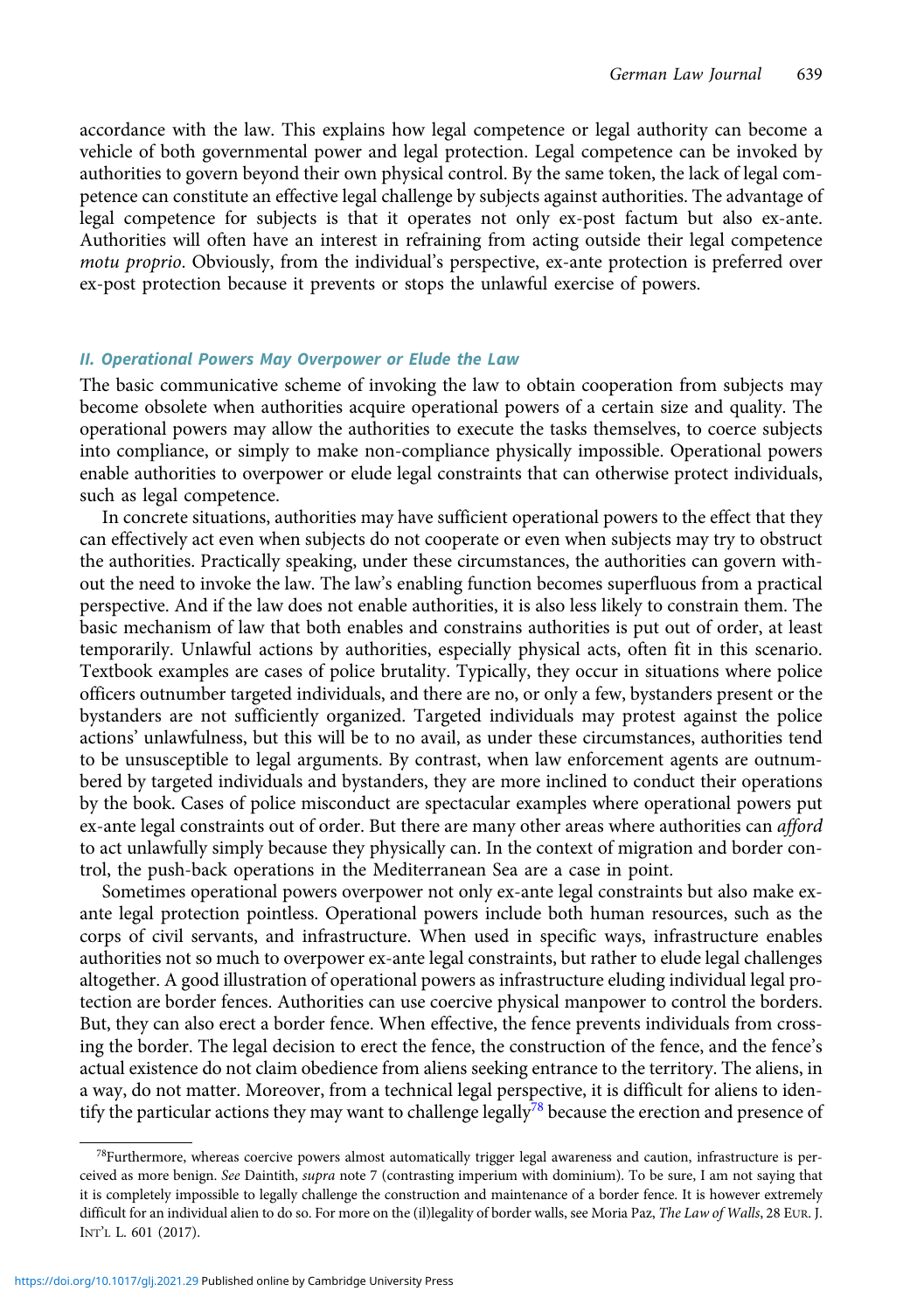accordance with the law. This explains how legal competence or legal authority can become a vehicle of both governmental power and legal protection. Legal competence can be invoked by authorities to govern beyond their own physical control. By the same token, the lack of legal competence can constitute an effective legal challenge by subjects against authorities. The advantage of legal competence for subjects is that it operates not only ex-post factum but also ex-ante. Authorities will often have an interest in refraining from acting outside their legal competence *motu proprio*. Obviously, from the individual's perspective, ex-ante protection is preferred over ex-post protection because it prevents or stops the unlawful exercise of powers.

### *II. Operational Powers May Overpower or Elude the Law*

The basic communicative scheme of invoking the law to obtain cooperation from subjects may become obsolete when authorities acquire operational powers of a certain size and quality. The operational powers may allow the authorities to execute the tasks themselves, to coerce subjects into compliance, or simply to make non-compliance physically impossible. Operational powers enable authorities to overpower or elude legal constraints that can otherwise protect individuals, such as legal competence.

In concrete situations, authorities may have sufficient operational powers to the effect that they can effectively act even when subjects do not cooperate or even when subjects may try to obstruct the authorities. Practically speaking, under these circumstances, the authorities can govern without the need to invoke the law. The law's enabling function becomes superfluous from a practical perspective. And if the law does not enable authorities, it is also less likely to constrain them. The basic mechanism of law that both enables and constrains authorities is put out of order, at least temporarily. Unlawful actions by authorities, especially physical acts, often fit in this scenario. Textbook examples are cases of police brutality. Typically, they occur in situations where police officers outnumber targeted individuals, and there are no, or only a few, bystanders present or the bystanders are not sufficiently organized. Targeted individuals may protest against the police actions' unlawfulness, but this will be to no avail, as under these circumstances, authorities tend to be unsusceptible to legal arguments. By contrast, when law enforcement agents are outnumbered by targeted individuals and bystanders, they are more inclined to conduct their operations by the book. Cases of police misconduct are spectacular examples where operational powers put ex-ante legal constraints out of order. But there are many other areas where authorities can *afford* to act unlawfully simply because they physically can. In the context of migration and border control, the push-back operations in the Mediterranean Sea are a case in point.

Sometimes operational powers overpower not only ex-ante legal constraints but also make ex-ante legal protection pointless. Operational powers include both human resources, such as the corps of civil servants, and infrastructure. When used in specific ways, infrastructure enables authorities not so much to overpower ex-ante legal constraints, but rather to elude legal challenges altogether. A good illustration of operational powers as infrastructure eluding individual legal protection are border fences. Authorities can use coercive physical manpower to control the borders. But, they can also erect a border fence. When effective, the fence prevents individuals from crossing the border. The legal decision to erect the fence, the construction of the fence, and the fence's actual existence do not claim obedience from aliens seeking entrance to the territory. The aliens, in a way, do not matter. Moreover, from a technical legal perspective, it is difficult for aliens to identify the particular actions they may want to challenge legally[78] because the erection and presence of

[78]Furthermore, whereas coercive powers almost automatically trigger legal awareness and caution, infrastructure is perceived as more benign. *See* Daintith, *supra* note 7 (contrasting imperium with dominium). To be sure, I am not saying that it is completely impossible to legally challenge the construction and maintenance of a border fence. It is however extremely difficult for an individual alien to do so. For more on the (il)legality of border walls, see Moria Paz, *The Law of Walls*, 28 EUR. J. INT'L L. 601 (2017).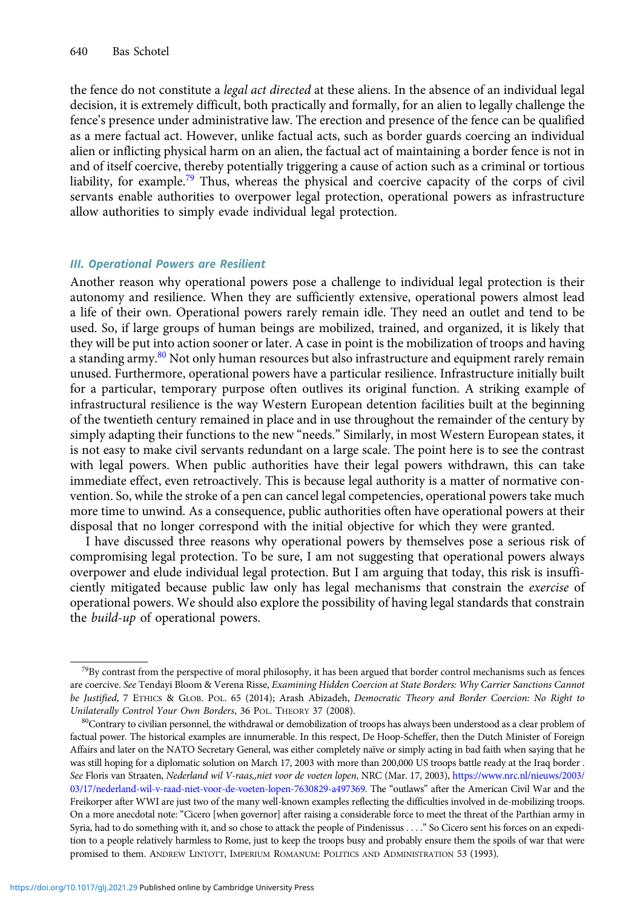the fence do not constitute a *legal act directed* at these aliens. In the absence of an individual legal decision, it is extremely difficult, both practically and formally, for an alien to legally challenge the fence's presence under administrative law. The erection and presence of the fence can be qualified as a mere factual act. However, unlike factual acts, such as border guards coercing an individual alien or inflicting physical harm on an alien, the factual act of maintaining a border fence is not in and of itself coercive, thereby potentially triggering a cause of action such as a criminal or tortious liability, for example.[79] Thus, whereas the physical and coercive capacity of the corps of civil servants enable authorities to overpower legal protection, operational powers as infrastructure allow authorities to simply evade individual legal protection.

### *III. Operational Powers are Resilient*

Another reason why operational powers pose a challenge to individual legal protection is their autonomy and resilience. When they are sufficiently extensive, operational powers almost lead a life of their own. Operational powers rarely remain idle. They need an outlet and tend to be used. So, if large groups of human beings are mobilized, trained, and organized, it is likely that they will be put into action sooner or later. A case in point is the mobilization of troops and having a standing army.[80] Not only human resources but also infrastructure and equipment rarely remain unused. Furthermore, operational powers have a particular resilience. Infrastructure initially built for a particular, temporary purpose often outlives its original function. A striking example of infrastructural resilience is the way Western European detention facilities built at the beginning of the twentieth century remained in place and in use throughout the remainder of the century by simply adapting their functions to the new "needs." Similarly, in most Western European states, it is not easy to make civil servants redundant on a large scale. The point here is to see the contrast with legal powers. When public authorities have their legal powers withdrawn, this can take immediate effect, even retroactively. This is because legal authority is a matter of normative convention. So, while the stroke of a pen can cancel legal competencies, operational powers take much more time to unwind. As a consequence, public authorities often have operational powers at their disposal that no longer correspond with the initial objective for which they were granted.

I have discussed three reasons why operational powers by themselves pose a serious risk of compromising legal protection. To be sure, I am not suggesting that operational powers always overpower and elude individual legal protection. But I am arguing that today, this risk is insufficiently mitigated because public law only has legal mechanisms that constrain the *exercise* of operational powers. We should also explore the possibility of having legal standards that constrain the *build-up* of operational powers.

---

[79] By contrast from the perspective of moral philosophy, it has been argued that border control mechanisms such as fences are coercive. *See* Tendayi Bloom & Verena Risse, *Examining Hidden Coercion at State Borders: Why Carrier Sanctions Cannot be Justified*, 7 ETHICS & GLOB. POL. 65 (2014); Arash Abizadeh, *Democratic Theory and Border Coercion: No Right to Unilaterally Control Your Own Borders*, 36 POL. THEORY 37 (2008).

[80] Contrary to civilian personnel, the withdrawal or demobilization of troops has always been understood as a clear problem of factual power. The historical examples are innumerable. In this respect, De Hoop-Scheffer, then the Dutch Minister of Foreign Affairs and later on the NATO Secretary General, was either completely naïve or simply acting in bad faith when saying that he was still hoping for a diplomatic solution on March 17, 2003 with more than 200,000 US troops battle ready at the Iraq border . *See* Floris van Straaten, *Nederland wil V-raas,,niet voor de voeten lopen*, NRC (Mar. 17, 2003), https://www.nrc.nl/nieuws/2003/03/17/nederland-wil-v-raad-niet-voor-de-voeten-lopen-7630829-a497369. The "outlaws" after the American Civil War and the Freikorper after WWI are just two of the many well-known examples reflecting the difficulties involved in de-mobilizing troops. On a more anecdotal note: "Cicero [when governor] after raising a considerable force to meet the threat of the Parthian army in Syria, had to do something with it, and so chose to attack the people of Pindenissus . . . ." So Cicero sent his forces on an expedition to a people relatively harmless to Rome, just to keep the troops busy and probably ensure them the spoils of war that were promised to them. ANDREW LINTOTT, IMPERIUM ROMANUM: POLITICS AND ADMINISTRATION 53 (1993).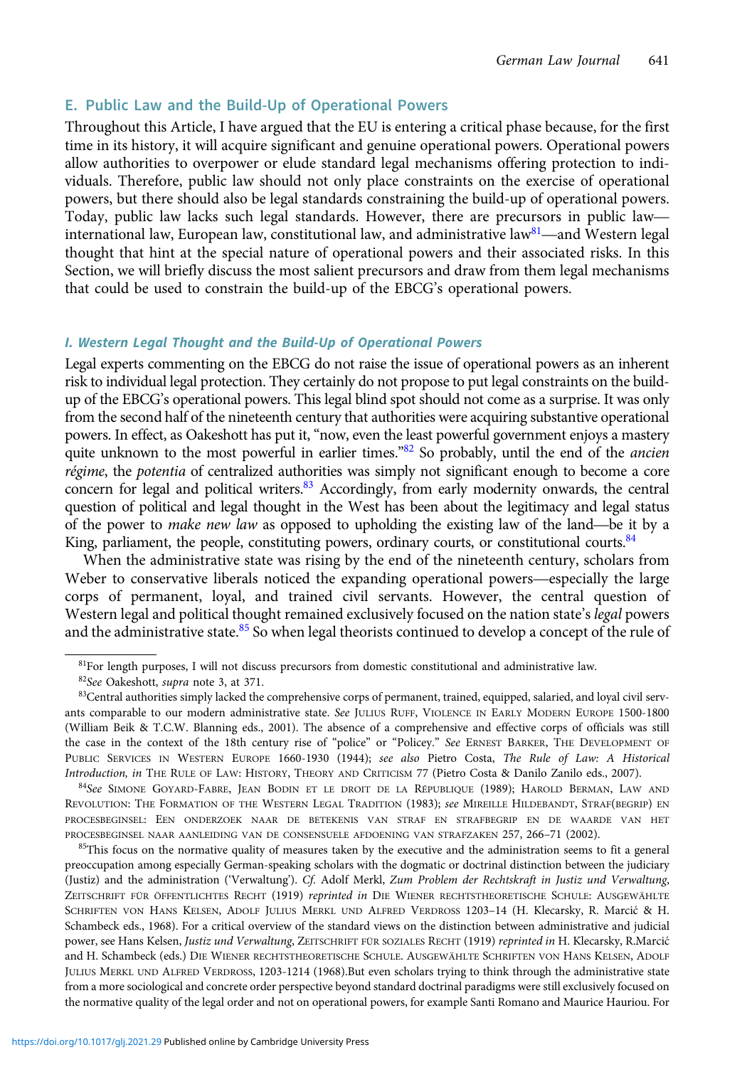## E. Public Law and the Build-Up of Operational Powers

Throughout this Article, I have argued that the EU is entering a critical phase because, for the first time in its history, it will acquire significant and genuine operational powers. Operational powers allow authorities to overpower or elude standard legal mechanisms offering protection to individuals. Therefore, public law should not only place constraints on the exercise of operational powers, but there should also be legal standards constraining the build-up of operational powers. Today, public law lacks such legal standards. However, there are precursors in public law—international law, European law, constitutional law, and administrative law[81]—and Western legal thought that hint at the special nature of operational powers and their associated risks. In this Section, we will briefly discuss the most salient precursors and draw from them legal mechanisms that could be used to constrain the build-up of the EBCG's operational powers.

### I. Western Legal Thought and the Build-Up of Operational Powers

Legal experts commenting on the EBCG do not raise the issue of operational powers as an inherent risk to individual legal protection. They certainly do not propose to put legal constraints on the build-up of the EBCG's operational powers. This legal blind spot should not come as a surprise. It was only from the second half of the nineteenth century that authorities were acquiring substantive operational powers. In effect, as Oakeshott has put it, "now, even the least powerful government enjoys a mastery quite unknown to the most powerful in earlier times."[82] So probably, until the end of the *ancien régime*, the *potentia* of centralized authorities was simply not significant enough to become a core concern for legal and political writers.[83] Accordingly, from early modernity onwards, the central question of political and legal thought in the West has been about the legitimacy and legal status of the power to *make new law* as opposed to upholding the existing law of the land—be it by a King, parliament, the people, constituting powers, ordinary courts, or constitutional courts.[84]

When the administrative state was rising by the end of the nineteenth century, scholars from Weber to conservative liberals noticed the expanding operational powers—especially the large corps of permanent, loyal, and trained civil servants. However, the central question of Western legal and political thought remained exclusively focused on the nation state's *legal* powers and the administrative state.[85] So when legal theorists continued to develop a concept of the rule of

---

[81]For length purposes, I will not discuss precursors from domestic constitutional and administrative law.

[82]*See* Oakeshott, *supra* note 3, at 371.

[83]Central authorities simply lacked the comprehensive corps of permanent, trained, equipped, salaried, and loyal civil servants comparable to our modern administrative state. *See* JULIUS RUFF, VIOLENCE IN EARLY MODERN EUROPE 1500-1800 (William Beik & T.C.W. Blanning eds., 2001). The absence of a comprehensive and effective corps of officials was still the case in the context of the 18th century rise of "police" or "Policey." *See* ERNEST BARKER, THE DEVELOPMENT OF PUBLIC SERVICES IN WESTERN EUROPE 1660-1930 (1944); *see also* Pietro Costa, *The Rule of Law: A Historical Introduction*, *in* THE RULE OF LAW: HISTORY, THEORY AND CRITICISM 77 (Pietro Costa & Danilo Zanilo eds., 2007).

[84]*See* SIMONE GOYARD-FABRE, JEAN BODIN ET LE DROIT DE LA RÉPUBLIQUE (1989); HAROLD BERMAN, LAW AND REVOLUTION: THE FORMATION OF THE WESTERN LEGAL TRADITION (1983); *see* MIREILLE HILDEBANDT, STRAF(BEGRIP) EN PROCESBEGINSEL: EEN ONDERZOEK NAAR DE BETEKENIS VAN STRAF EN STRAFBEGRIP EN DE WAARDE VAN HET PROCESBEGINSEL NAAR AANLEIDING VAN DE CONSENSUELE AFDOENING VAN STRAFZAKEN 257, 266–71 (2002).

[85]This focus on the normative quality of measures taken by the executive and the administration seems to fit a general preoccupation among especially German-speaking scholars with the dogmatic or doctrinal distinction between the judiciary (Justiz) and the administration ('Verwaltung'). *Cf.* Adolf Merkl, *Zum Problem der Rechtskraft in Justiz und Verwaltung*, ZEITSCHRIFT FÜR ÖFFENTLICHES RECHT (1919) *reprinted in* DIE WIENER RECHTSTHEORETISCHE SCHULE: AUSGEWÄHLTE SCHRIFTEN VON HANS KELSEN, ADOLF JULIUS MERKL UND ALFRED VERDROSS 1203–14 (H. Klecarsky, R. Marcić & H. Schambeck eds., 1968). For a critical overview of the standard views on the distinction between administrative and judicial power, see Hans Kelsen, *Justiz und Verwaltung*, ZEITSCHRIFT FÜR SOZIALES RECHT (1919) *reprinted in* H. Klecarsky, R.Marcić and H. Schambeck (eds.) DIE WIENER RECHTSTHEORETISCHE SCHULE. AUSGEWÄHLTE SCHRIFTEN VON HANS KELSEN, ADOLF JULIUS MERKL UND ALFRED VERDROSS, 1203-1214 (1968).But even scholars trying to think through the administrative state from a more sociological and concrete order perspective beyond standard doctrinal paradigms were still exclusively focused on the normative quality of the legal order and not on operational powers, for example Santi Romano and Maurice Hauriou. For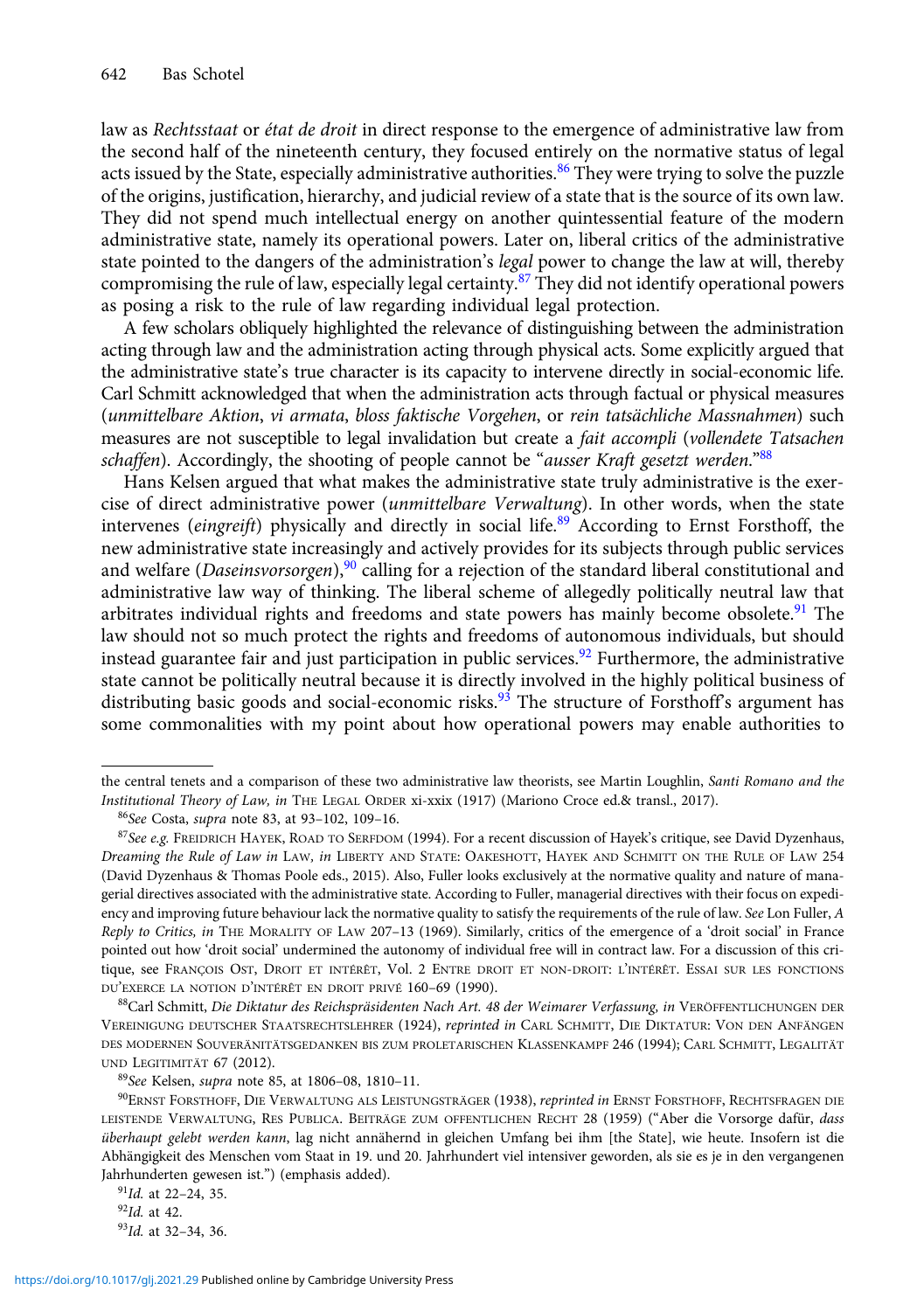law as *Rechtsstaat* or *état de droit* in direct response to the emergence of administrative law from the second half of the nineteenth century, they focused entirely on the normative status of legal acts issued by the State, especially administrative authorities.[86] They were trying to solve the puzzle of the origins, justification, hierarchy, and judicial review of a state that is the source of its own law. They did not spend much intellectual energy on another quintessential feature of the modern administrative state, namely its operational powers. Later on, liberal critics of the administrative state pointed to the dangers of the administration's *legal* power to change the law at will, thereby compromising the rule of law, especially legal certainty.[87] They did not identify operational powers as posing a risk to the rule of law regarding individual legal protection.

A few scholars obliquely highlighted the relevance of distinguishing between the administration acting through law and the administration acting through physical acts. Some explicitly argued that the administrative state's true character is its capacity to intervene directly in social-economic life. Carl Schmitt acknowledged that when the administration acts through factual or physical measures (*unmittelbare Aktion*, *vi armata*, *bloss faktische Vorgehen*, or *rein tatsächliche Massnahmen*) such measures are not susceptible to legal invalidation but create a *fait accompli* (*vollendete Tatsachen schaffen*). Accordingly, the shooting of people cannot be "*ausser Kraft gesetzt werden*."[88]

Hans Kelsen argued that what makes the administrative state truly administrative is the exercise of direct administrative power (*unmittelbare Verwaltung*). In other words, when the state intervenes (*eingreift*) physically and directly in social life.[89] According to Ernst Forsthoff, the new administrative state increasingly and actively provides for its subjects through public services and welfare (*Daseinsvorsorgen*),[90] calling for a rejection of the standard liberal constitutional and administrative law way of thinking. The liberal scheme of allegedly politically neutral law that arbitrates individual rights and freedoms and state powers has mainly become obsolete.[91] The law should not so much protect the rights and freedoms of autonomous individuals, but should instead guarantee fair and just participation in public services.[92] Furthermore, the administrative state cannot be politically neutral because it is directly involved in the highly political business of distributing basic goods and social-economic risks.[93] The structure of Forsthoff's argument has some commonalities with my point about how operational powers may enable authorities to

---

the central tenets and a comparison of these two administrative law theorists, see Martin Loughlin, *Santi Romano and the Institutional Theory of Law*, *in* The Legal Order xi-xxix (1917) (Mariono Croce ed.& transl., 2017).

[86] *See* Costa, *supra* note 83, at 93–102, 109–16.

[87] *See e.g.* Freidrich Hayek, Road to Serfdom (1994). For a recent discussion of Hayek's critique, see David Dyzenhaus, *Dreaming the Rule of Law in* Law, *in* Liberty and State: Oakeshott, Hayek and Schmitt on the Rule of Law 254 (David Dyzenhaus & Thomas Poole eds., 2015). Also, Fuller looks exclusively at the normative quality and nature of managerial directives associated with the administrative state. According to Fuller, managerial directives with their focus on expediency and improving future behaviour lack the normative quality to satisfy the requirements of the rule of law. *See* Lon Fuller, *A Reply to Critics*, *in* The Morality of Law 207–13 (1969). Similarly, critics of the emergence of a 'droit social' in France pointed out how 'droit social' undermined the autonomy of individual free will in contract law. For a discussion of this critique, see François Ost, Droit et intérêt, Vol. 2 Entre droit et non-droit: l'intérêt. Essai sur les fonctions du'exerce la notion d'intérêt en droit privé 160–69 (1990).

[88] Carl Schmitt, *Die Diktatur des Reichspräsidenten Nach Art. 48 der Weimarer Verfassung*, *in* Veröffentlichungen der Vereinigung deutscher Staatsrechtslehrer (1924), *reprinted in* Carl Schmitt, Die Diktatur: Von den Anfängen des modernen Souveränitätsgedanken bis zum proletarischen Klassenkampf 246 (1994); Carl Schmitt, Legalität und Legitimität 67 (2012).

[89] *See* Kelsen, *supra* note 85, at 1806–08, 1810–11.

[90] Ernst Forsthoff, Die Verwaltung als Leistungsträger (1938), *reprinted in* Ernst Forsthoff, Rechtsfragen die leistende Verwaltung, Res Publica. Beiträge zum offentlichen Recht 28 (1959) ("Aber die Vorsorge dafür, *dass überhaupt gelebt werden kann*, lag nicht annähernd in gleichen Umfang bei ihm [the State], wie heute. Insofern ist die Abhängigkeit des Menschen vom Staat in 19. und 20. Jahrhundert viel intensiver geworden, als sie es je in den vergangenen Jahrhunderten gewesen ist.") (emphasis added).

[91] *Id.* at 22–24, 35.

[92] *Id.* at 42.

[93] *Id.* at 32–34, 36.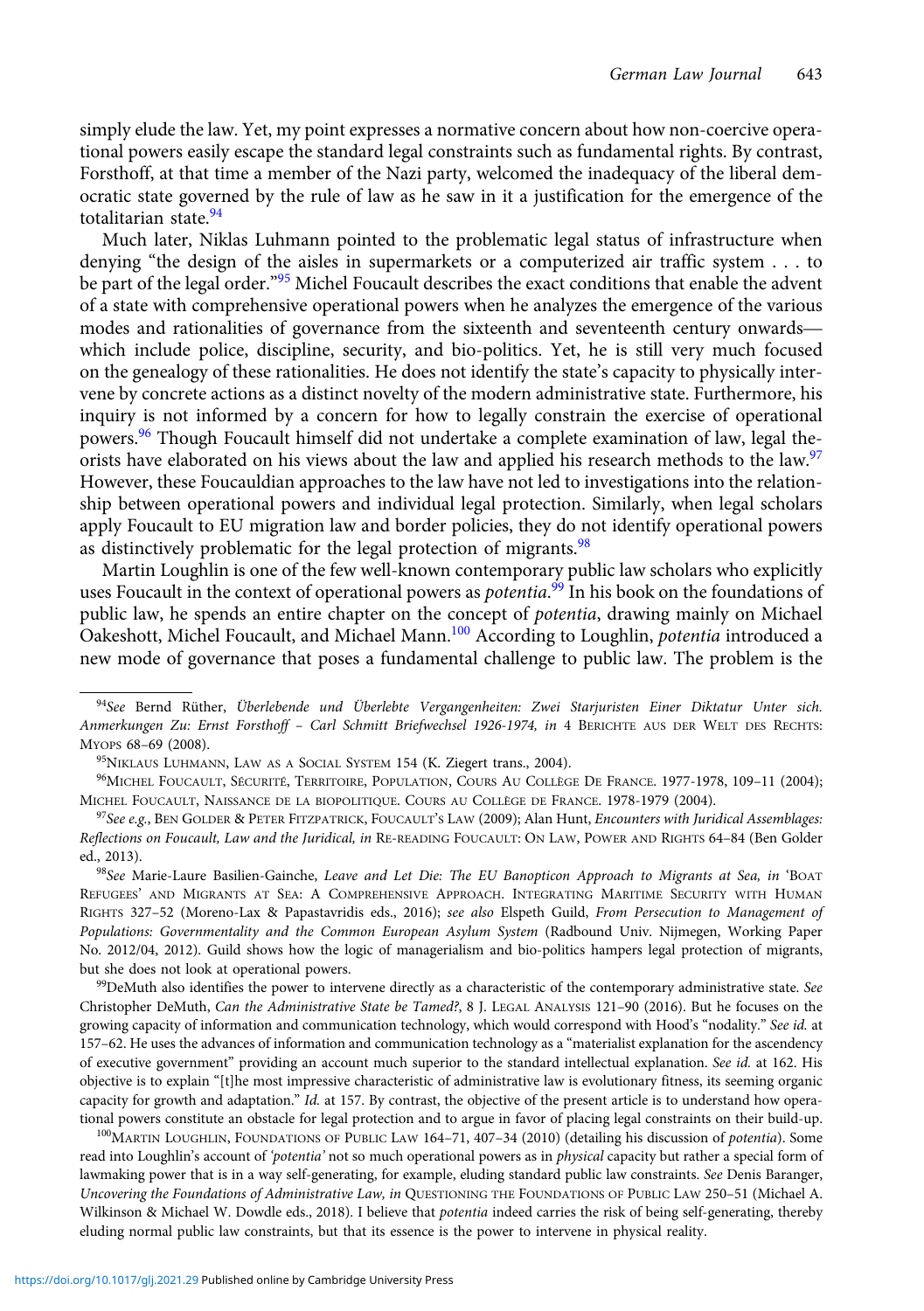simply elude the law. Yet, my point expresses a normative concern about how non-coercive operational powers easily escape the standard legal constraints such as fundamental rights. By contrast, Forsthoff, at that time a member of the Nazi party, welcomed the inadequacy of the liberal democratic state governed by the rule of law as he saw in it a justification for the emergence of the totalitarian state.[94]

Much later, Niklas Luhmann pointed to the problematic legal status of infrastructure when denying "the design of the aisles in supermarkets or a computerized air traffic system . . . to be part of the legal order."[95] Michel Foucault describes the exact conditions that enable the advent of a state with comprehensive operational powers when he analyzes the emergence of the various modes and rationalities of governance from the sixteenth and seventeenth century onwards—which include police, discipline, security, and bio-politics. Yet, he is still very much focused on the genealogy of these rationalities. He does not identify the state's capacity to physically intervene by concrete actions as a distinct novelty of the modern administrative state. Furthermore, his inquiry is not informed by a concern for how to legally constrain the exercise of operational powers.[96] Though Foucault himself did not undertake a complete examination of law, legal theorists have elaborated on his views about the law and applied his research methods to the law.[97] However, these Foucauldian approaches to the law have not led to investigations into the relationship between operational powers and individual legal protection. Similarly, when legal scholars apply Foucault to EU migration law and border policies, they do not identify operational powers as distinctively problematic for the legal protection of migrants.[98]

Martin Loughlin is one of the few well-known contemporary public law scholars who explicitly uses Foucault in the context of operational powers as *potentia*.[99] In his book on the foundations of public law, he spends an entire chapter on the concept of *potentia*, drawing mainly on Michael Oakeshott, Michel Foucault, and Michael Mann.[100] According to Loughlin, *potentia* introduced a new mode of governance that poses a fundamental challenge to public law. The problem is the

---

[94] *See* Bernd Rüther, *Überlebende und Überlebte Vergangenheiten: Zwei Starjuristen Einer Diktatur Unter sich. Anmerkungen Zu: Ernst Forsthoff – Carl Schmitt Briefwechsel 1926-1974, in* 4 BERICHTE AUS DER WELT DES RECHTS: MYOPS 68–69 (2008).

[95] NIKLAUS LUHMANN, LAW AS A SOCIAL SYSTEM 154 (K. Ziegert trans., 2004).

[96] MICHEL FOUCAULT, SÉCURITÉ, TERRITOIRE, POPULATION, COURS AU COLLÈGE DE FRANCE. 1977-1978, 109–11 (2004); MICHEL FOUCAULT, NAISSANCE DE LA BIOPOLITIQUE. COURS AU COLLÈGE DE FRANCE. 1978-1979 (2004).

[97] *See e.g.*, BEN GOLDER & PETER FITZPATRICK, FOUCAULT'S LAW (2009); Alan Hunt, *Encounters with Juridical Assemblages: Reflections on Foucault, Law and the Juridical, in* RE-READING FOUCAULT: ON LAW, POWER AND RIGHTS 64–84 (Ben Golder ed., 2013).

[98] *See* Marie-Laure Basilien-Gainche, *Leave and Let Die: The EU Banopticon Approach to Migrants at Sea, in* 'BOAT REFUGEES' AND MIGRANTS AT SEA: A COMPREHENSIVE APPROACH. INTEGRATING MARITIME SECURITY WITH HUMAN RIGHTS 327–52 (Moreno-Lax & Papastavridis eds., 2016); *see also* Elspeth Guild, *From Persecution to Management of Populations: Governmentality and the Common European Asylum System* (Radbound Univ. Nijmegen, Working Paper No. 2012/04, 2012). Guild shows how the logic of managerialism and bio-politics hampers legal protection of migrants, but she does not look at operational powers.

[99] DeMuth also identifies the power to intervene directly as a characteristic of the contemporary administrative state. *See* Christopher DeMuth, *Can the Administrative State be Tamed?*, 8 J. LEGAL ANALYSIS 121–90 (2016). But he focuses on the growing capacity of information and communication technology, which would correspond with Hood's "nodality." *See id.* at 157–62. He uses the advances of information and communication technology as a "materialist explanation for the ascendency of executive government" providing an account much superior to the standard intellectual explanation. *See id.* at 162. His objective is to explain "[t]he most impressive characteristic of administrative law is its evolutionary fitness, its seeming organic capacity for growth and adaptation." *Id.* at 157. By contrast, the objective of the present article is to understand how operational powers constitute an obstacle for legal protection and to argue in favor of placing legal constraints on their build-up.

[100] MARTIN LOUGHLIN, FOUNDATIONS OF PUBLIC LAW 164–71, 407–34 (2010) (detailing his discussion of *potentia*). Some read into Loughlin's account of *'potentia'* not so much operational powers as in *physical* capacity but rather a special form of lawmaking power that is in a way self-generating, for example, eluding standard public law constraints. *See* Denis Baranger, *Uncovering the Foundations of Administrative Law, in* QUESTIONING THE FOUNDATIONS OF PUBLIC LAW 250–51 (Michael A. Wilkinson & Michael W. Dowdle eds., 2018). I believe that *potentia* indeed carries the risk of being self-generating, thereby eluding normal public law constraints, but that its essence is the power to intervene in physical reality.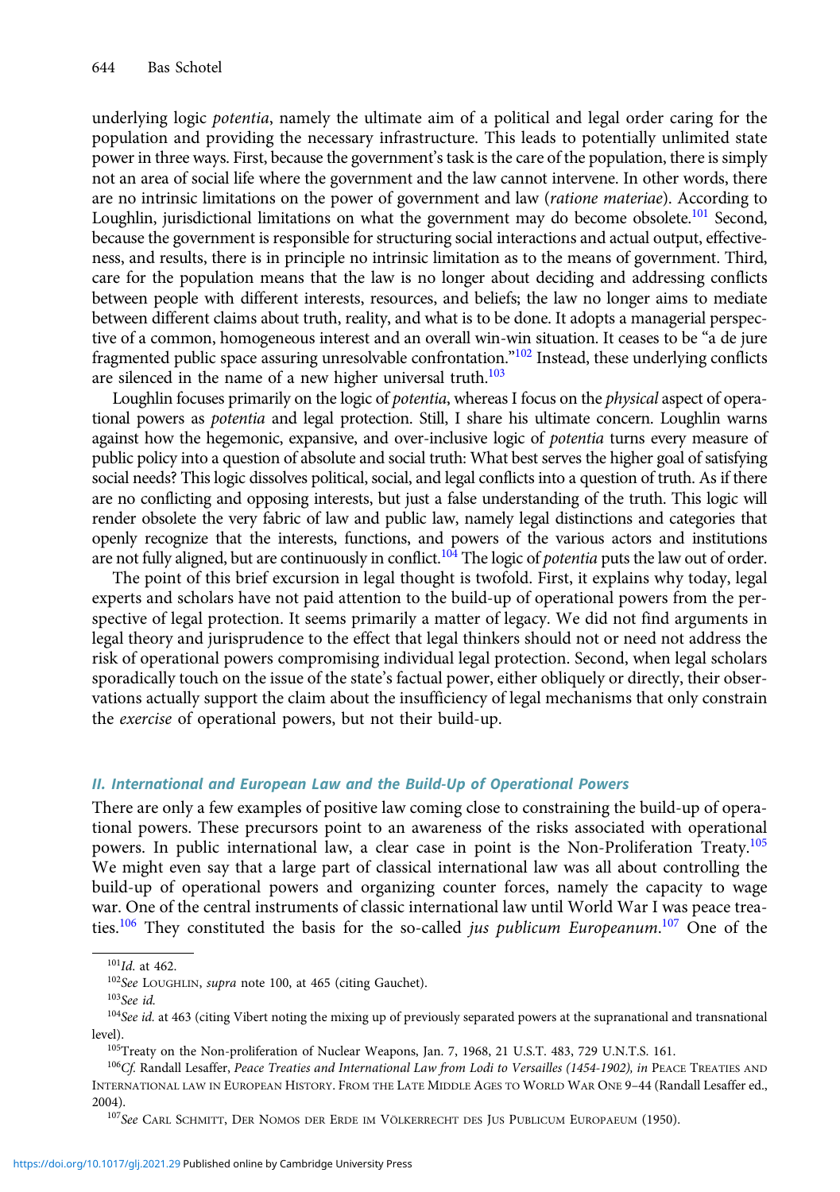underlying logic *potentia*, namely the ultimate aim of a political and legal order caring for the population and providing the necessary infrastructure. This leads to potentially unlimited state power in three ways. First, because the government's task is the care of the population, there is simply not an area of social life where the government and the law cannot intervene. In other words, there are no intrinsic limitations on the power of government and law (*ratione materiae*). According to Loughlin, jurisdictional limitations on what the government may do become obsolete.[101] Second, because the government is responsible for structuring social interactions and actual output, effectiveness, and results, there is in principle no intrinsic limitation as to the means of government. Third, care for the population means that the law is no longer about deciding and addressing conflicts between people with different interests, resources, and beliefs; the law no longer aims to mediate between different claims about truth, reality, and what is to be done. It adopts a managerial perspective of a common, homogeneous interest and an overall win-win situation. It ceases to be "a de jure fragmented public space assuring unresolvable confrontation."[102] Instead, these underlying conflicts are silenced in the name of a new higher universal truth.[103]

Loughlin focuses primarily on the logic of *potentia*, whereas I focus on the *physical* aspect of operational powers as *potentia* and legal protection. Still, I share his ultimate concern. Loughlin warns against how the hegemonic, expansive, and over-inclusive logic of *potentia* turns every measure of public policy into a question of absolute and social truth: What best serves the higher goal of satisfying social needs? This logic dissolves political, social, and legal conflicts into a question of truth. As if there are no conflicting and opposing interests, but just a false understanding of the truth. This logic will render obsolete the very fabric of law and public law, namely legal distinctions and categories that openly recognize that the interests, functions, and powers of the various actors and institutions are not fully aligned, but are continuously in conflict.[104] The logic of *potentia* puts the law out of order.

The point of this brief excursion in legal thought is twofold. First, it explains why today, legal experts and scholars have not paid attention to the build-up of operational powers from the perspective of legal protection. It seems primarily a matter of legacy. We did not find arguments in legal theory and jurisprudence to the effect that legal thinkers should not or need not address the risk of operational powers compromising individual legal protection. Second, when legal scholars sporadically touch on the issue of the state's factual power, either obliquely or directly, their observations actually support the claim about the insufficiency of legal mechanisms that only constrain the *exercise* of operational powers, but not their build-up.

### II. International and European Law and the Build-Up of Operational Powers

There are only a few examples of positive law coming close to constraining the build-up of operational powers. These precursors point to an awareness of the risks associated with operational powers. In public international law, a clear case in point is the Non-Proliferation Treaty.[105] We might even say that a large part of classical international law was all about controlling the build-up of operational powers and organizing counter forces, namely the capacity to wage war. One of the central instruments of classic international law until World War I was peace treaties.[106] They constituted the basis for the so-called *jus publicum Europeanum*.[107] One of the

---

[101] *Id.* at 462.

[102] *See* LOUGHLIN, *supra* note 100, at 465 (citing Gauchet).

[103] *See id.*

[104] *See id.* at 463 (citing Vibert noting the mixing up of previously separated powers at the supranational and transnational level).

[105] Treaty on the Non-proliferation of Nuclear Weapons, Jan. 7, 1968, 21 U.S.T. 483, 729 U.N.T.S. 161.

[106] *Cf.* Randall Lesaffer, *Peace Treaties and International Law from Lodi to Versailles (1454-1902), in* PEACE TREATIES AND INTERNATIONAL LAW IN EUROPEAN HISTORY. FROM THE LATE MIDDLE AGES TO WORLD WAR ONE 9–44 (Randall Lesaffer ed., 2004).

[107] *See* CARL SCHMITT, DER NOMOS DER ERDE IM VÖLKERRECHT DES JUS PUBLICUM EUROPAEUM (1950).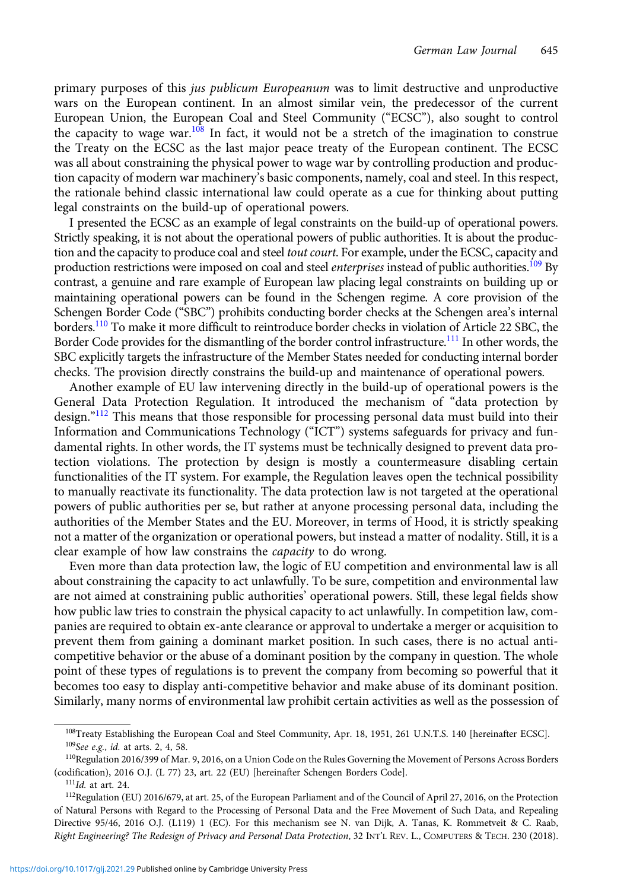primary purposes of this *jus publicum Europeanum* was to limit destructive and unproductive wars on the European continent. In an almost similar vein, the predecessor of the current European Union, the European Coal and Steel Community ("ECSC"), also sought to control the capacity to wage war.[108] In fact, it would not be a stretch of the imagination to construe the Treaty on the ECSC as the last major peace treaty of the European continent. The ECSC was all about constraining the physical power to wage war by controlling production and production capacity of modern war machinery's basic components, namely, coal and steel. In this respect, the rationale behind classic international law could operate as a cue for thinking about putting legal constraints on the build-up of operational powers.

I presented the ECSC as an example of legal constraints on the build-up of operational powers. Strictly speaking, it is not about the operational powers of public authorities. It is about the production and the capacity to produce coal and steel *tout court*. For example, under the ECSC, capacity and production restrictions were imposed on coal and steel *enterprises* instead of public authorities.[109] By contrast, a genuine and rare example of European law placing legal constraints on building up or maintaining operational powers can be found in the Schengen regime. A core provision of the Schengen Border Code ("SBC") prohibits conducting border checks at the Schengen area's internal borders.[110] To make it more difficult to reintroduce border checks in violation of Article 22 SBC, the Border Code provides for the dismantling of the border control infrastructure.[111] In other words, the SBC explicitly targets the infrastructure of the Member States needed for conducting internal border checks. The provision directly constrains the build-up and maintenance of operational powers.

Another example of EU law intervening directly in the build-up of operational powers is the General Data Protection Regulation. It introduced the mechanism of "data protection by design."[112] This means that those responsible for processing personal data must build into their Information and Communications Technology ("ICT") systems safeguards for privacy and fundamental rights. In other words, the IT systems must be technically designed to prevent data protection violations. The protection by design is mostly a countermeasure disabling certain functionalities of the IT system. For example, the Regulation leaves open the technical possibility to manually reactivate its functionality. The data protection law is not targeted at the operational powers of public authorities per se, but rather at anyone processing personal data, including the authorities of the Member States and the EU. Moreover, in terms of Hood, it is strictly speaking not a matter of the organization or operational powers, but instead a matter of nodality. Still, it is a clear example of how law constrains the *capacity* to do wrong.

Even more than data protection law, the logic of EU competition and environmental law is all about constraining the capacity to act unlawfully. To be sure, competition and environmental law are not aimed at constraining public authorities' operational powers. Still, these legal fields show how public law tries to constrain the physical capacity to act unlawfully. In competition law, companies are required to obtain ex-ante clearance or approval to undertake a merger or acquisition to prevent them from gaining a dominant market position. In such cases, there is no actual anti-competitive behavior or the abuse of a dominant position by the company in question. The whole point of these types of regulations is to prevent the company from becoming so powerful that it becomes too easy to display anti-competitive behavior and make abuse of its dominant position. Similarly, many norms of environmental law prohibit certain activities as well as the possession of

---

[108] Treaty Establishing the European Coal and Steel Community, Apr. 18, 1951, 261 U.N.T.S. 140 [hereinafter ECSC].

[109] *See e.g.*, *id.* at arts. 2, 4, 58.

[110] Regulation 2016/399 of Mar. 9, 2016, on a Union Code on the Rules Governing the Movement of Persons Across Borders (codification), 2016 O.J. (L 77) 23, art. 22 (EU) [hereinafter Schengen Borders Code].

[111] *Id.* at art. 24.

[112] Regulation (EU) 2016/679, at art. 25, of the European Parliament and of the Council of April 27, 2016, on the Protection of Natural Persons with Regard to the Processing of Personal Data and the Free Movement of Such Data, and Repealing Directive 95/46, 2016 O.J. (L119) 1 (EC). For this mechanism see N. van Dijk, A. Tanas, K. Rommetveit & C. Raab, *Right Engineering? The Redesign of Privacy and Personal Data Protection*, 32 INT'L REV. L., COMPUTERS & TECH. 230 (2018).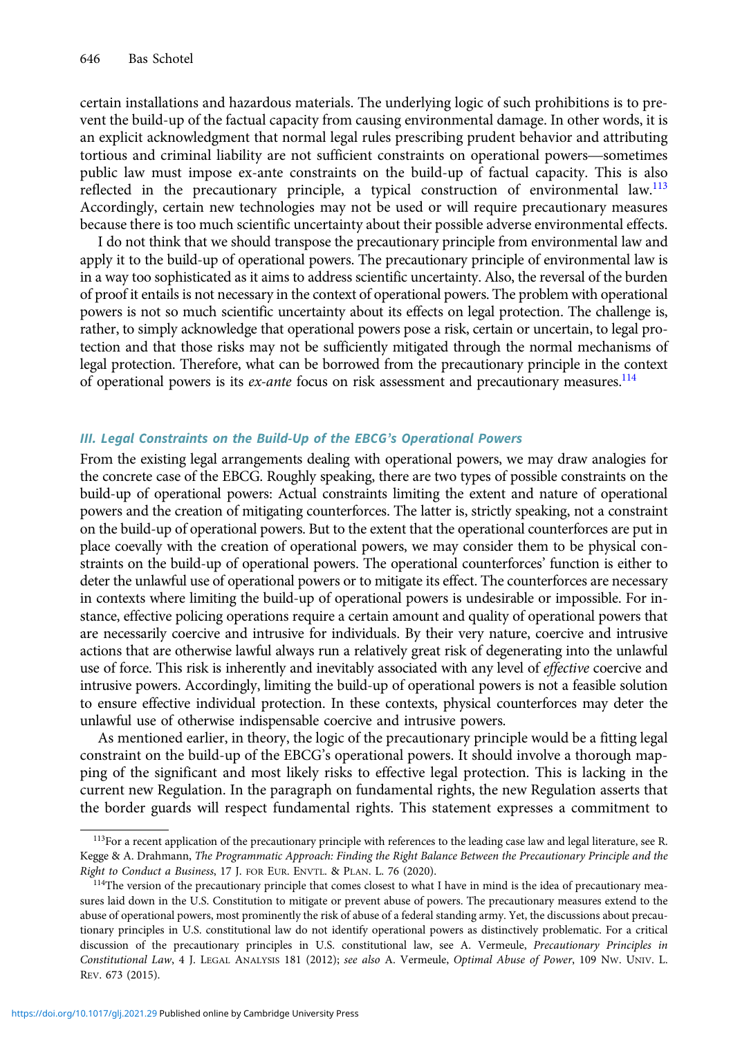certain installations and hazardous materials. The underlying logic of such prohibitions is to prevent the build-up of the factual capacity from causing environmental damage. In other words, it is an explicit acknowledgment that normal legal rules prescribing prudent behavior and attributing tortious and criminal liability are not sufficient constraints on operational powers—sometimes public law must impose ex-ante constraints on the build-up of factual capacity. This is also reflected in the precautionary principle, a typical construction of environmental law.[113] Accordingly, certain new technologies may not be used or will require precautionary measures because there is too much scientific uncertainty about their possible adverse environmental effects.

I do not think that we should transpose the precautionary principle from environmental law and apply it to the build-up of operational powers. The precautionary principle of environmental law is in a way too sophisticated as it aims to address scientific uncertainty. Also, the reversal of the burden of proof it entails is not necessary in the context of operational powers. The problem with operational powers is not so much scientific uncertainty about its effects on legal protection. The challenge is, rather, to simply acknowledge that operational powers pose a risk, certain or uncertain, to legal protection and that those risks may not be sufficiently mitigated through the normal mechanisms of legal protection. Therefore, what can be borrowed from the precautionary principle in the context of operational powers is its *ex-ante* focus on risk assessment and precautionary measures.[114]

### III. Legal Constraints on the Build-Up of the EBCG's Operational Powers

From the existing legal arrangements dealing with operational powers, we may draw analogies for the concrete case of the EBCG. Roughly speaking, there are two types of possible constraints on the build-up of operational powers: Actual constraints limiting the extent and nature of operational powers and the creation of mitigating counterforces. The latter is, strictly speaking, not a constraint on the build-up of operational powers. But to the extent that the operational counterforces are put in place coevally with the creation of operational powers, we may consider them to be physical constraints on the build-up of operational powers. The operational counterforces' function is either to deter the unlawful use of operational powers or to mitigate its effect. The counterforces are necessary in contexts where limiting the build-up of operational powers is undesirable or impossible. For instance, effective policing operations require a certain amount and quality of operational powers that are necessarily coercive and intrusive for individuals. By their very nature, coercive and intrusive actions that are otherwise lawful always run a relatively great risk of degenerating into the unlawful use of force. This risk is inherently and inevitably associated with any level of *effective* coercive and intrusive powers. Accordingly, limiting the build-up of operational powers is not a feasible solution to ensure effective individual protection. In these contexts, physical counterforces may deter the unlawful use of otherwise indispensable coercive and intrusive powers.

As mentioned earlier, in theory, the logic of the precautionary principle would be a fitting legal constraint on the build-up of the EBCG's operational powers. It should involve a thorough mapping of the significant and most likely risks to effective legal protection. This is lacking in the current new Regulation. In the paragraph on fundamental rights, the new Regulation asserts that the border guards will respect fundamental rights. This statement expresses a commitment to

---

[113] For a recent application of the precautionary principle with references to the leading case law and legal literature, see R. Kegge & A. Drahmann, *The Programmatic Approach: Finding the Right Balance Between the Precautionary Principle and the Right to Conduct a Business*, 17 J. FOR EUR. ENVTL. & PLAN. L. 76 (2020).

[114] The version of the precautionary principle that comes closest to what I have in mind is the idea of precautionary measures laid down in the U.S. Constitution to mitigate or prevent abuse of powers. The precautionary measures extend to the abuse of operational powers, most prominently the risk of abuse of a federal standing army. Yet, the discussions about precautionary principles in U.S. constitutional law do not identify operational powers as distinctively problematic. For a critical discussion of the precautionary principles in U.S. constitutional law, see A. Vermeule, *Precautionary Principles in Constitutional Law*, 4 J. LEGAL ANALYSIS 181 (2012); *see also* A. Vermeule, *Optimal Abuse of Power*, 109 NW. UNIV. L. REV. 673 (2015).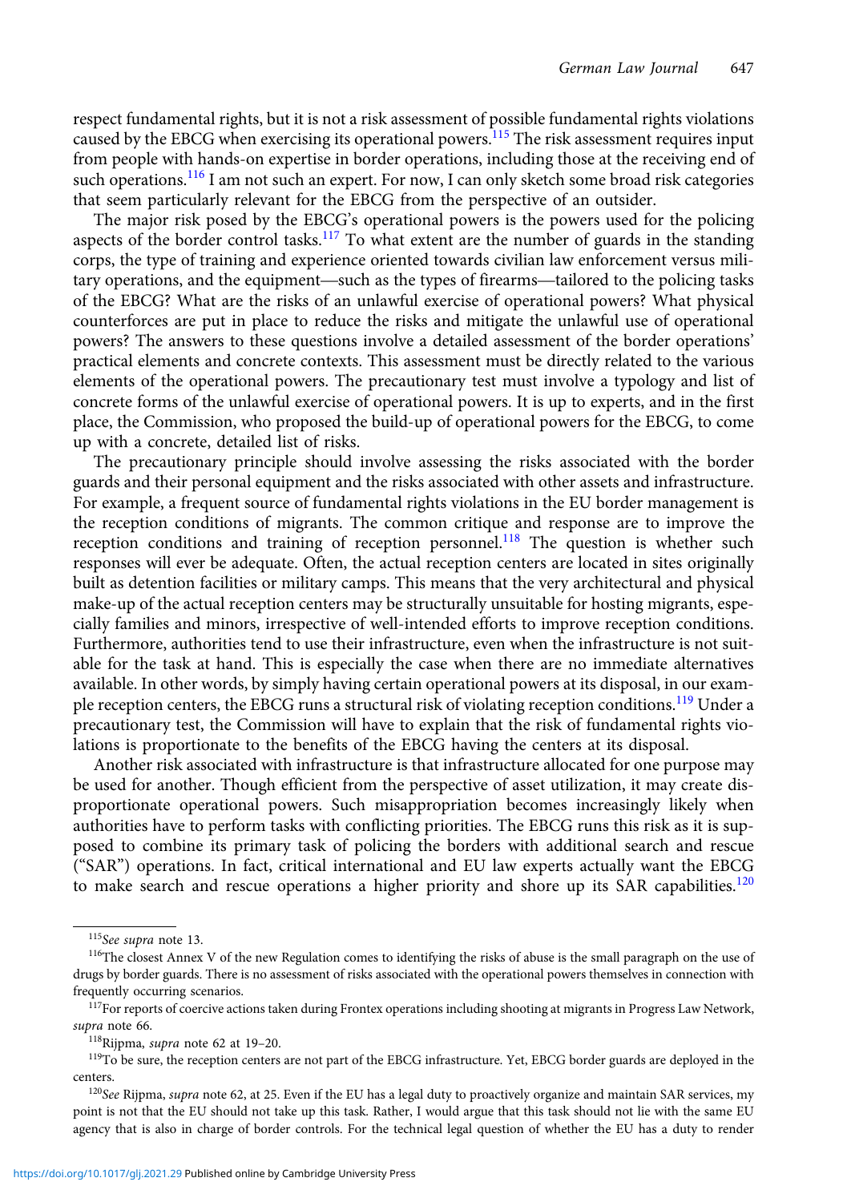respect fundamental rights, but it is not a risk assessment of possible fundamental rights violations caused by the EBCG when exercising its operational powers.[115] The risk assessment requires input from people with hands-on expertise in border operations, including those at the receiving end of such operations.[116] I am not such an expert. For now, I can only sketch some broad risk categories that seem particularly relevant for the EBCG from the perspective of an outsider.

The major risk posed by the EBCG's operational powers is the powers used for the policing aspects of the border control tasks.[117] To what extent are the number of guards in the standing corps, the type of training and experience oriented towards civilian law enforcement versus military operations, and the equipment—such as the types of firearms—tailored to the policing tasks of the EBCG? What are the risks of an unlawful exercise of operational powers? What physical counterforces are put in place to reduce the risks and mitigate the unlawful use of operational powers? The answers to these questions involve a detailed assessment of the border operations' practical elements and concrete contexts. This assessment must be directly related to the various elements of the operational powers. The precautionary test must involve a typology and list of concrete forms of the unlawful exercise of operational powers. It is up to experts, and in the first place, the Commission, who proposed the build-up of operational powers for the EBCG, to come up with a concrete, detailed list of risks.

The precautionary principle should involve assessing the risks associated with the border guards and their personal equipment and the risks associated with other assets and infrastructure. For example, a frequent source of fundamental rights violations in the EU border management is the reception conditions of migrants. The common critique and response are to improve the reception conditions and training of reception personnel.[118] The question is whether such responses will ever be adequate. Often, the actual reception centers are located in sites originally built as detention facilities or military camps. This means that the very architectural and physical make-up of the actual reception centers may be structurally unsuitable for hosting migrants, especially families and minors, irrespective of well-intended efforts to improve reception conditions. Furthermore, authorities tend to use their infrastructure, even when the infrastructure is not suitable for the task at hand. This is especially the case when there are no immediate alternatives available. In other words, by simply having certain operational powers at its disposal, in our example reception centers, the EBCG runs a structural risk of violating reception conditions.[119] Under a precautionary test, the Commission will have to explain that the risk of fundamental rights violations is proportionate to the benefits of the EBCG having the centers at its disposal.

Another risk associated with infrastructure is that infrastructure allocated for one purpose may be used for another. Though efficient from the perspective of asset utilization, it may create disproportionate operational powers. Such misappropriation becomes increasingly likely when authorities have to perform tasks with conflicting priorities. The EBCG runs this risk as it is supposed to combine its primary task of policing the borders with additional search and rescue ("SAR") operations. In fact, critical international and EU law experts actually want the EBCG to make search and rescue operations a higher priority and shore up its SAR capabilities.[120]

[115] *See supra* note 13.

[116] The closest Annex V of the new Regulation comes to identifying the risks of abuse is the small paragraph on the use of drugs by border guards. There is no assessment of risks associated with the operational powers themselves in connection with frequently occurring scenarios.

[117] For reports of coercive actions taken during Frontex operations including shooting at migrants in Progress Law Network, *supra* note 66.

[118] Rijpma, *supra* note 62 at 19–20.

[119] To be sure, the reception centers are not part of the EBCG infrastructure. Yet, EBCG border guards are deployed in the centers.

[120] *See* Rijpma, *supra* note 62, at 25. Even if the EU has a legal duty to proactively organize and maintain SAR services, my point is not that the EU should not take up this task. Rather, I would argue that this task should not lie with the same EU agency that is also in charge of border controls. For the technical legal question of whether the EU has a duty to render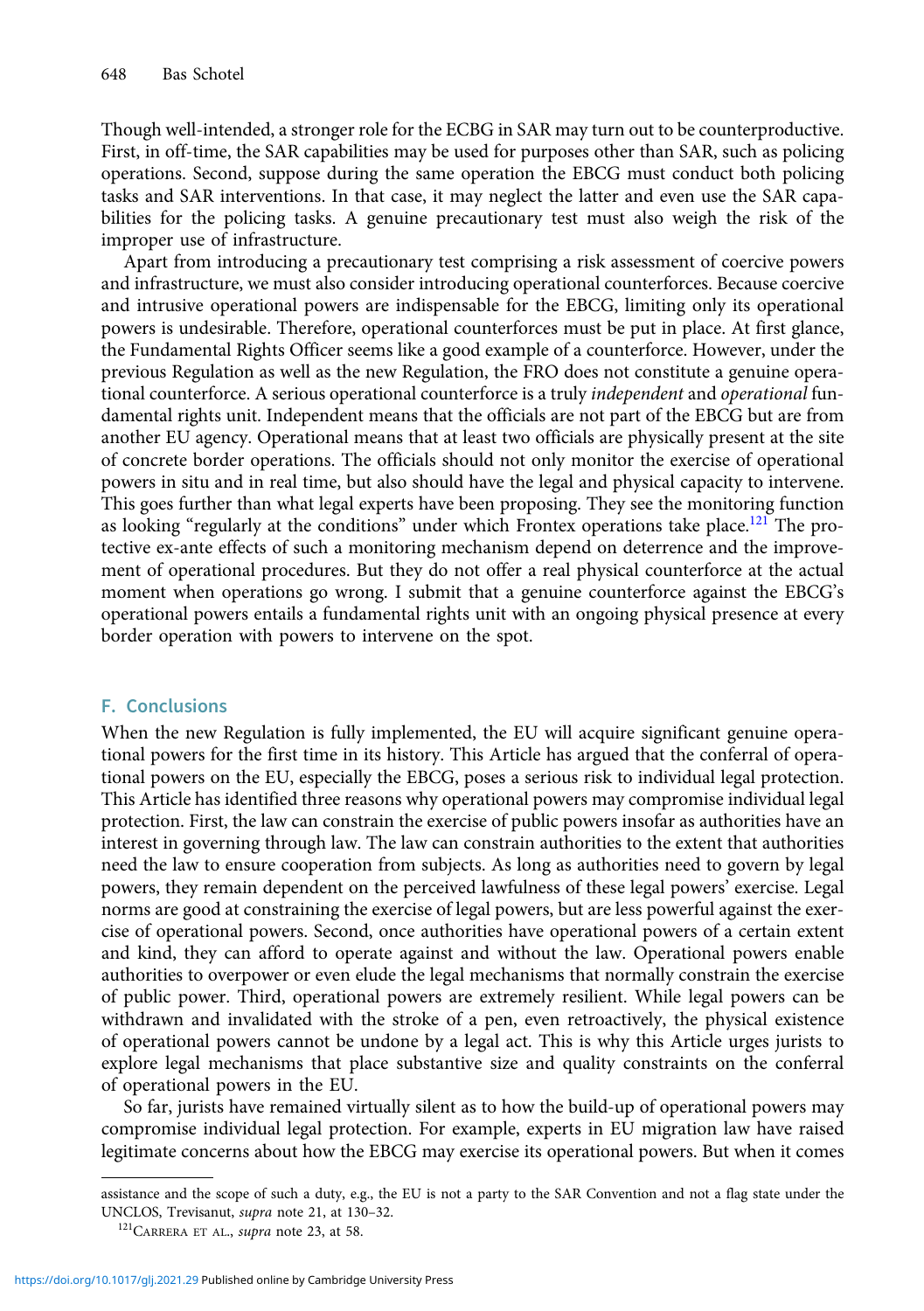Though well-intended, a stronger role for the ECBG in SAR may turn out to be counterproductive. First, in off-time, the SAR capabilities may be used for purposes other than SAR, such as policing operations. Second, suppose during the same operation the EBCG must conduct both policing tasks and SAR interventions. In that case, it may neglect the latter and even use the SAR capabilities for the policing tasks. A genuine precautionary test must also weigh the risk of the improper use of infrastructure.

Apart from introducing a precautionary test comprising a risk assessment of coercive powers and infrastructure, we must also consider introducing operational counterforces. Because coercive and intrusive operational powers are indispensable for the EBCG, limiting only its operational powers is undesirable. Therefore, operational counterforces must be put in place. At first glance, the Fundamental Rights Officer seems like a good example of a counterforce. However, under the previous Regulation as well as the new Regulation, the FRO does not constitute a genuine operational counterforce. A serious operational counterforce is a truly *independent* and *operational* fundamental rights unit. Independent means that the officials are not part of the EBCG but are from another EU agency. Operational means that at least two officials are physically present at the site of concrete border operations. The officials should not only monitor the exercise of operational powers in situ and in real time, but also should have the legal and physical capacity to intervene. This goes further than what legal experts have been proposing. They see the monitoring function as looking "regularly at the conditions" under which Frontex operations take place.[121] The protective ex-ante effects of such a monitoring mechanism depend on deterrence and the improvement of operational procedures. But they do not offer a real physical counterforce at the actual moment when operations go wrong. I submit that a genuine counterforce against the EBCG's operational powers entails a fundamental rights unit with an ongoing physical presence at every border operation with powers to intervene on the spot.

## F. Conclusions

When the new Regulation is fully implemented, the EU will acquire significant genuine operational powers for the first time in its history. This Article has argued that the conferral of operational powers on the EU, especially the EBCG, poses a serious risk to individual legal protection. This Article has identified three reasons why operational powers may compromise individual legal protection. First, the law can constrain the exercise of public powers insofar as authorities have an interest in governing through law. The law can constrain authorities to the extent that authorities need the law to ensure cooperation from subjects. As long as authorities need to govern by legal powers, they remain dependent on the perceived lawfulness of these legal powers' exercise. Legal norms are good at constraining the exercise of legal powers, but are less powerful against the exercise of operational powers. Second, once authorities have operational powers of a certain extent and kind, they can afford to operate against and without the law. Operational powers enable authorities to overpower or even elude the legal mechanisms that normally constrain the exercise of public power. Third, operational powers are extremely resilient. While legal powers can be withdrawn and invalidated with the stroke of a pen, even retroactively, the physical existence of operational powers cannot be undone by a legal act. This is why this Article urges jurists to explore legal mechanisms that place substantive size and quality constraints on the conferral of operational powers in the EU.

So far, jurists have remained virtually silent as to how the build-up of operational powers may compromise individual legal protection. For example, experts in EU migration law have raised legitimate concerns about how the EBCG may exercise its operational powers. But when it comes

---

assistance and the scope of such a duty, e.g., the EU is not a party to the SAR Convention and not a flag state under the UNCLOS, Trevisanut, *supra* note 21, at 130–32.

[121] Carrera et al., *supra* note 23, at 58.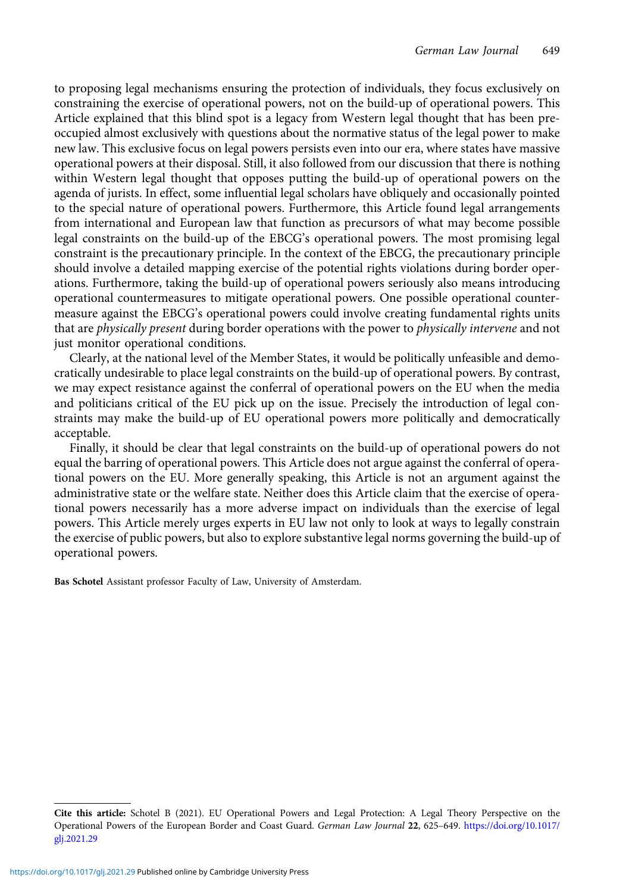to proposing legal mechanisms ensuring the protection of individuals, they focus exclusively on constraining the exercise of operational powers, not on the build-up of operational powers. This Article explained that this blind spot is a legacy from Western legal thought that has been preoccupied almost exclusively with questions about the normative status of the legal power to make new law. This exclusive focus on legal powers persists even into our era, where states have massive operational powers at their disposal. Still, it also followed from our discussion that there is nothing within Western legal thought that opposes putting the build-up of operational powers on the agenda of jurists. In effect, some influential legal scholars have obliquely and occasionally pointed to the special nature of operational powers. Furthermore, this Article found legal arrangements from international and European law that function as precursors of what may become possible legal constraints on the build-up of the EBCG's operational powers. The most promising legal constraint is the precautionary principle. In the context of the EBCG, the precautionary principle should involve a detailed mapping exercise of the potential rights violations during border operations. Furthermore, taking the build-up of operational powers seriously also means introducing operational countermeasures to mitigate operational powers. One possible operational countermeasure against the EBCG's operational powers could involve creating fundamental rights units that are *physically present* during border operations with the power to *physically intervene* and not just monitor operational conditions.

Clearly, at the national level of the Member States, it would be politically unfeasible and democratically undesirable to place legal constraints on the build-up of operational powers. By contrast, we may expect resistance against the conferral of operational powers on the EU when the media and politicians critical of the EU pick up on the issue. Precisely the introduction of legal constraints may make the build-up of EU operational powers more politically and democratically acceptable.

Finally, it should be clear that legal constraints on the build-up of operational powers do not equal the barring of operational powers. This Article does not argue against the conferral of operational powers on the EU. More generally speaking, this Article is not an argument against the administrative state or the welfare state. Neither does this Article claim that the exercise of operational powers necessarily has a more adverse impact on individuals than the exercise of legal powers. This Article merely urges experts in EU law not only to look at ways to legally constrain the exercise of public powers, but also to explore substantive legal norms governing the build-up of operational powers.

**Bas Schotel** Assistant professor Faculty of Law, University of Amsterdam.

**Cite this article:** Schotel B (2021). EU Operational Powers and Legal Protection: A Legal Theory Perspective on the Operational Powers of the European Border and Coast Guard. *German Law Journal* **22**, 625–649. https://doi.org/10.1017/glj.2021.29